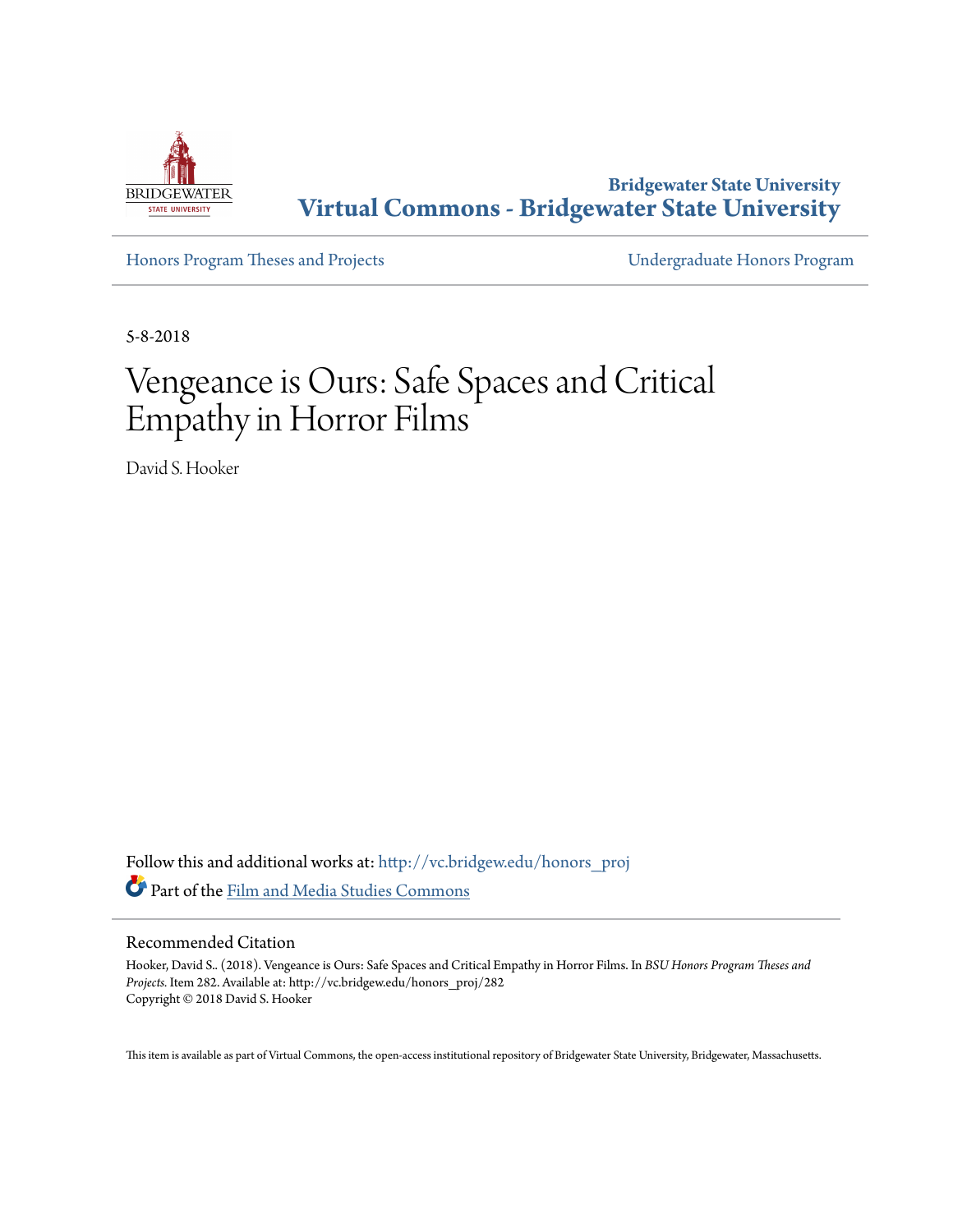Bridgewater State University

**Virtual Commons - Bridgewater State University**

Honors Program Theses and Projects

Undergraduate Honors Program

5-8-2018

# Vengeance is Ours: Safe Spaces and Critical Empathy in Horror Films

David S. Hooker

Follow this and additional works at: http://vc.bridgew.edu/honors_proj

Part of the Film and Media Studies Commons

## Recommended Citation

Hooker, David S.. (2018). Vengeance is Ours: Safe Spaces and Critical Empathy in Horror Films. In *BSU Honors Program Theses and Projects.* Item 282. Available at: http://vc.bridgew.edu/honors_proj/282

Copyright © 2018 David S. Hooker

This item is available as part of Virtual Commons, the open-access institutional repository of Bridgewater State University, Bridgewater, Massachusetts.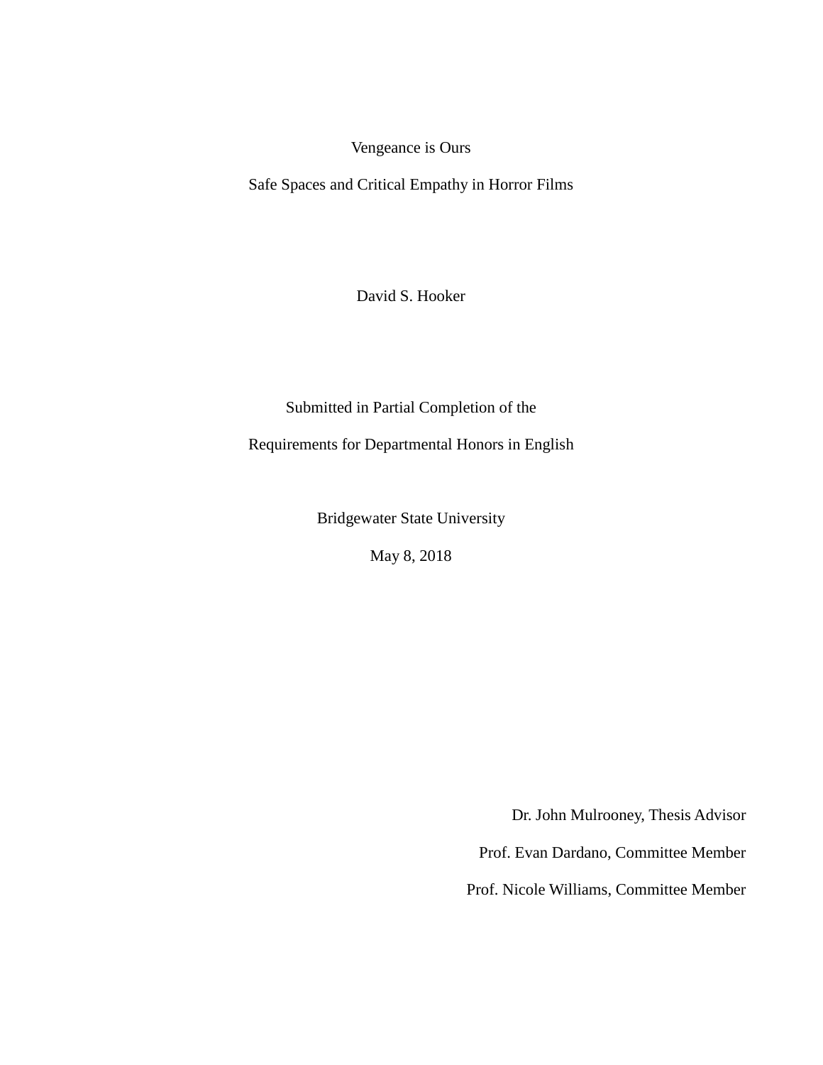# Vengeance is Ours

## Safe Spaces and Critical Empathy in Horror Films

David S. Hooker

Submitted in Partial Completion of the

Requirements for Departmental Honors in English

Bridgewater State University

May 8, 2018

Dr. John Mulrooney, Thesis Advisor

Prof. Evan Dardano, Committee Member

Prof. Nicole Williams, Committee Member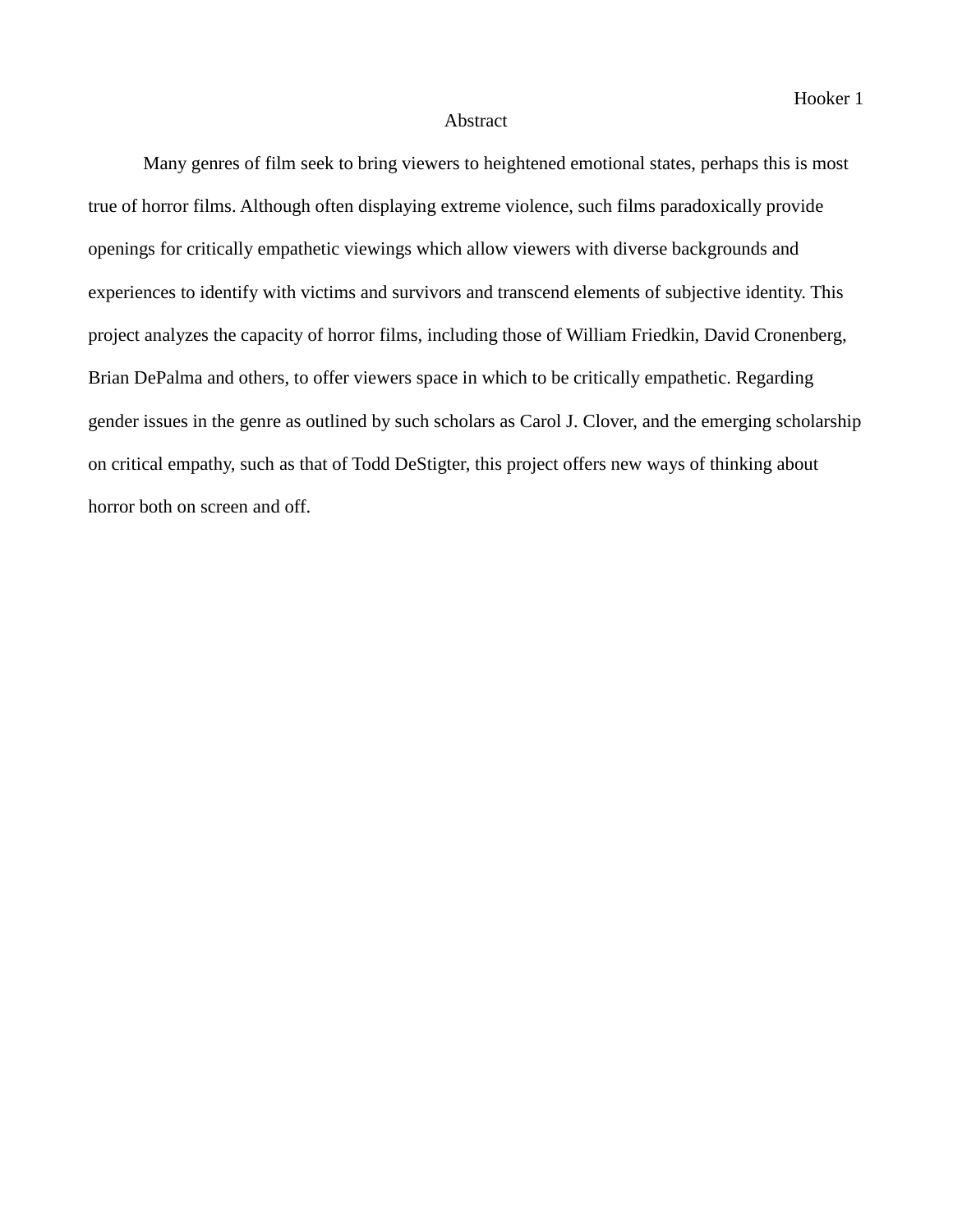# Abstract

Many genres of film seek to bring viewers to heightened emotional states, perhaps this is most true of horror films. Although often displaying extreme violence, such films paradoxically provide openings for critically empathetic viewings which allow viewers with diverse backgrounds and experiences to identify with victims and survivors and transcend elements of subjective identity. This project analyzes the capacity of horror films, including those of William Friedkin, David Cronenberg, Brian DePalma and others, to offer viewers space in which to be critically empathetic. Regarding gender issues in the genre as outlined by such scholars as Carol J. Clover, and the emerging scholarship on critical empathy, such as that of Todd DeStigter, this project offers new ways of thinking about horror both on screen and off.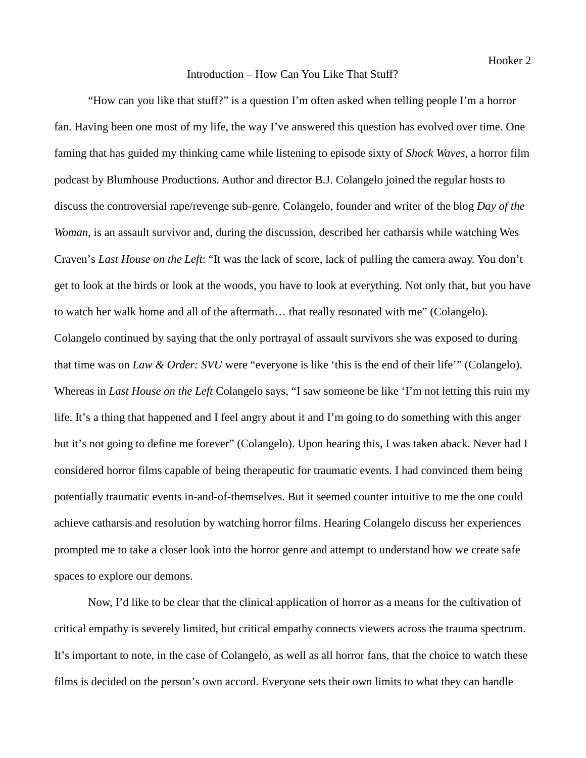## Introduction – How Can You Like That Stuff?

"How can you like that stuff?" is a question I'm often asked when telling people I'm a horror fan. Having been one most of my life, the way I've answered this question has evolved over time. One faming that has guided my thinking came while listening to episode sixty of *Shock Waves*, a horror film podcast by Blumhouse Productions. Author and director B.J. Colangelo joined the regular hosts to discuss the controversial rape/revenge sub-genre. Colangelo, founder and writer of the blog *Day of the Woman*, is an assault survivor and, during the discussion, described her catharsis while watching Wes Craven's *Last House on the Left*: "It was the lack of score, lack of pulling the camera away. You don't get to look at the birds or look at the woods, you have to look at everything. Not only that, but you have to watch her walk home and all of the aftermath… that really resonated with me" (Colangelo). Colangelo continued by saying that the only portrayal of assault survivors she was exposed to during that time was on *Law & Order: SVU* were "everyone is like 'this is the end of their life'" (Colangelo). Whereas in *Last House on the Left* Colangelo says, "I saw someone be like 'I'm not letting this ruin my life. It's a thing that happened and I feel angry about it and I'm going to do something with this anger but it's not going to define me forever" (Colangelo). Upon hearing this, I was taken aback. Never had I considered horror films capable of being therapeutic for traumatic events. I had convinced them being potentially traumatic events in-and-of-themselves. But it seemed counter intuitive to me the one could achieve catharsis and resolution by watching horror films. Hearing Colangelo discuss her experiences prompted me to take a closer look into the horror genre and attempt to understand how we create safe spaces to explore our demons.

Now, I'd like to be clear that the clinical application of horror as a means for the cultivation of critical empathy is severely limited, but critical empathy connects viewers across the trauma spectrum. It's important to note, in the case of Colangelo, as well as all horror fans, that the choice to watch these films is decided on the person's own accord. Everyone sets their own limits to what they can handle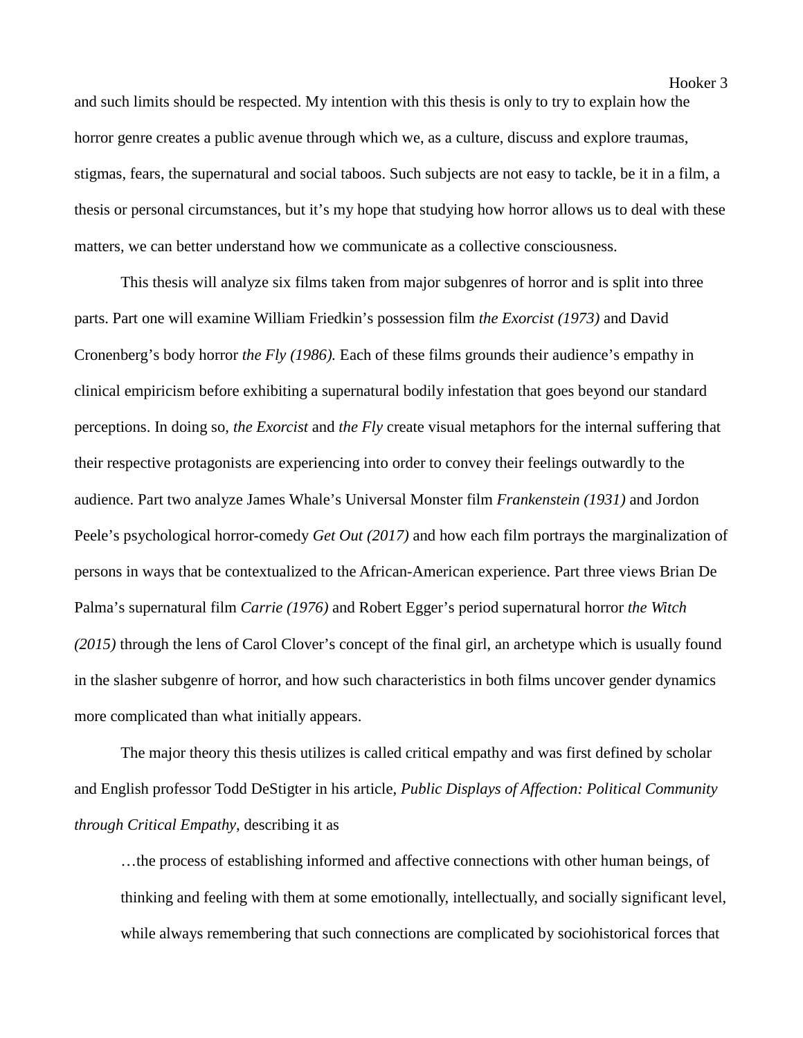and such limits should be respected. My intention with this thesis is only to try to explain how the horror genre creates a public avenue through which we, as a culture, discuss and explore traumas, stigmas, fears, the supernatural and social taboos. Such subjects are not easy to tackle, be it in a film, a thesis or personal circumstances, but it's my hope that studying how horror allows us to deal with these matters, we can better understand how we communicate as a collective consciousness.

This thesis will analyze six films taken from major subgenres of horror and is split into three parts. Part one will examine William Friedkin's possession film *the Exorcist (1973)* and David Cronenberg's body horror *the Fly (1986).* Each of these films grounds their audience's empathy in clinical empiricism before exhibiting a supernatural bodily infestation that goes beyond our standard perceptions. In doing so, *the Exorcist* and *the Fly* create visual metaphors for the internal suffering that their respective protagonists are experiencing into order to convey their feelings outwardly to the audience. Part two analyze James Whale's Universal Monster film *Frankenstein (1931)* and Jordon Peele's psychological horror-comedy *Get Out (2017)* and how each film portrays the marginalization of persons in ways that be contextualized to the African-American experience. Part three views Brian De Palma's supernatural film *Carrie (1976)* and Robert Egger's period supernatural horror *the Witch (2015)* through the lens of Carol Clover's concept of the final girl, an archetype which is usually found in the slasher subgenre of horror, and how such characteristics in both films uncover gender dynamics more complicated than what initially appears.

The major theory this thesis utilizes is called critical empathy and was first defined by scholar and English professor Todd DeStigter in his article, *Public Displays of Affection: Political Community through Critical Empathy*, describing it as

> …the process of establishing informed and affective connections with other human beings, of thinking and feeling with them at some emotionally, intellectually, and socially significant level, while always remembering that such connections are complicated by sociohistorical forces that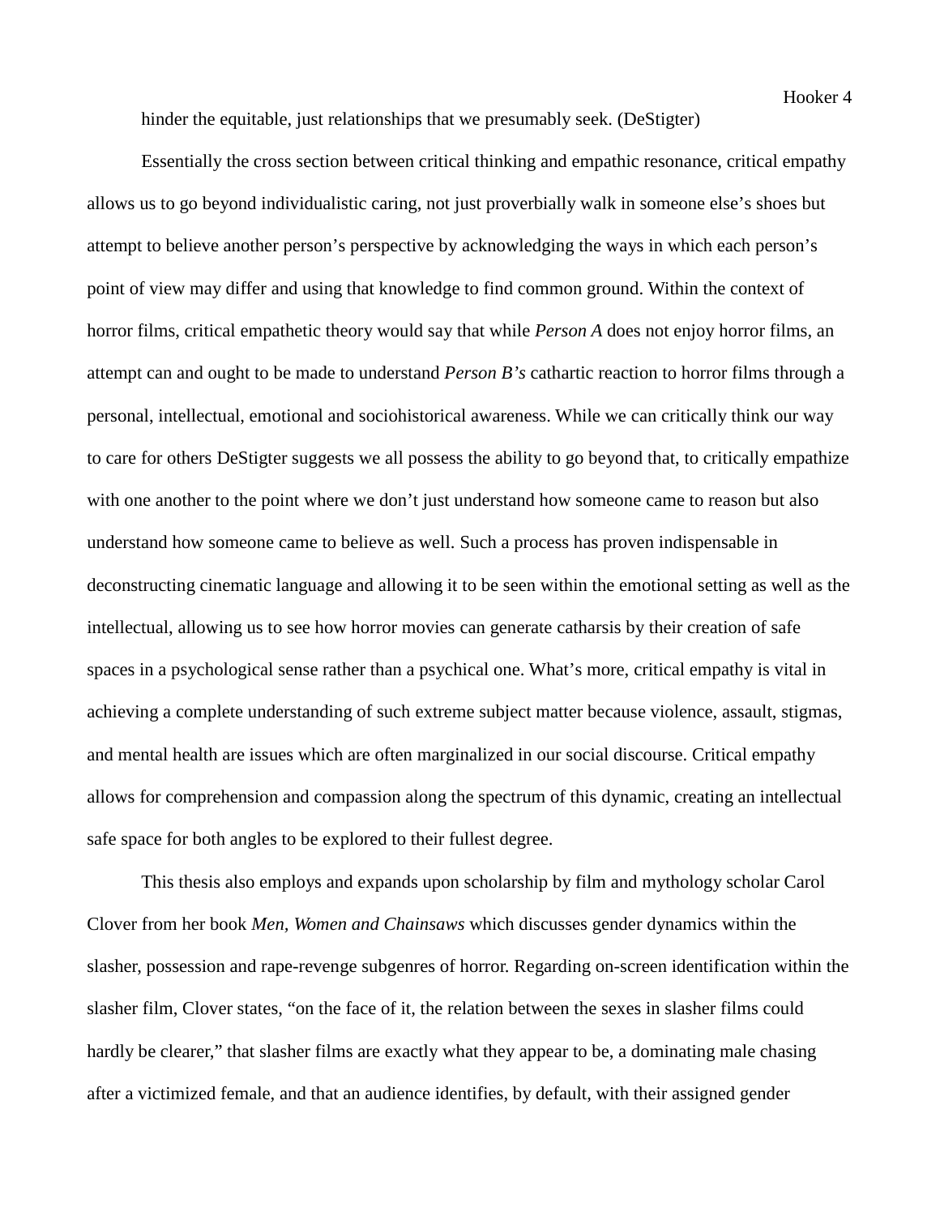hinder the equitable, just relationships that we presumably seek. (DeStigter)

Essentially the cross section between critical thinking and empathic resonance, critical empathy allows us to go beyond individualistic caring, not just proverbially walk in someone else's shoes but attempt to believe another person's perspective by acknowledging the ways in which each person's point of view may differ and using that knowledge to find common ground. Within the context of horror films, critical empathetic theory would say that while *Person A* does not enjoy horror films, an attempt can and ought to be made to understand *Person B's* cathartic reaction to horror films through a personal, intellectual, emotional and sociohistorical awareness. While we can critically think our way to care for others DeStigter suggests we all possess the ability to go beyond that, to critically empathize with one another to the point where we don't just understand how someone came to reason but also understand how someone came to believe as well. Such a process has proven indispensable in deconstructing cinematic language and allowing it to be seen within the emotional setting as well as the intellectual, allowing us to see how horror movies can generate catharsis by their creation of safe spaces in a psychological sense rather than a psychical one. What's more, critical empathy is vital in achieving a complete understanding of such extreme subject matter because violence, assault, stigmas, and mental health are issues which are often marginalized in our social discourse. Critical empathy allows for comprehension and compassion along the spectrum of this dynamic, creating an intellectual safe space for both angles to be explored to their fullest degree.

This thesis also employs and expands upon scholarship by film and mythology scholar Carol Clover from her book *Men, Women and Chainsaws* which discusses gender dynamics within the slasher, possession and rape-revenge subgenres of horror. Regarding on-screen identification within the slasher film, Clover states, "on the face of it, the relation between the sexes in slasher films could hardly be clearer," that slasher films are exactly what they appear to be, a dominating male chasing after a victimized female, and that an audience identifies, by default, with their assigned gender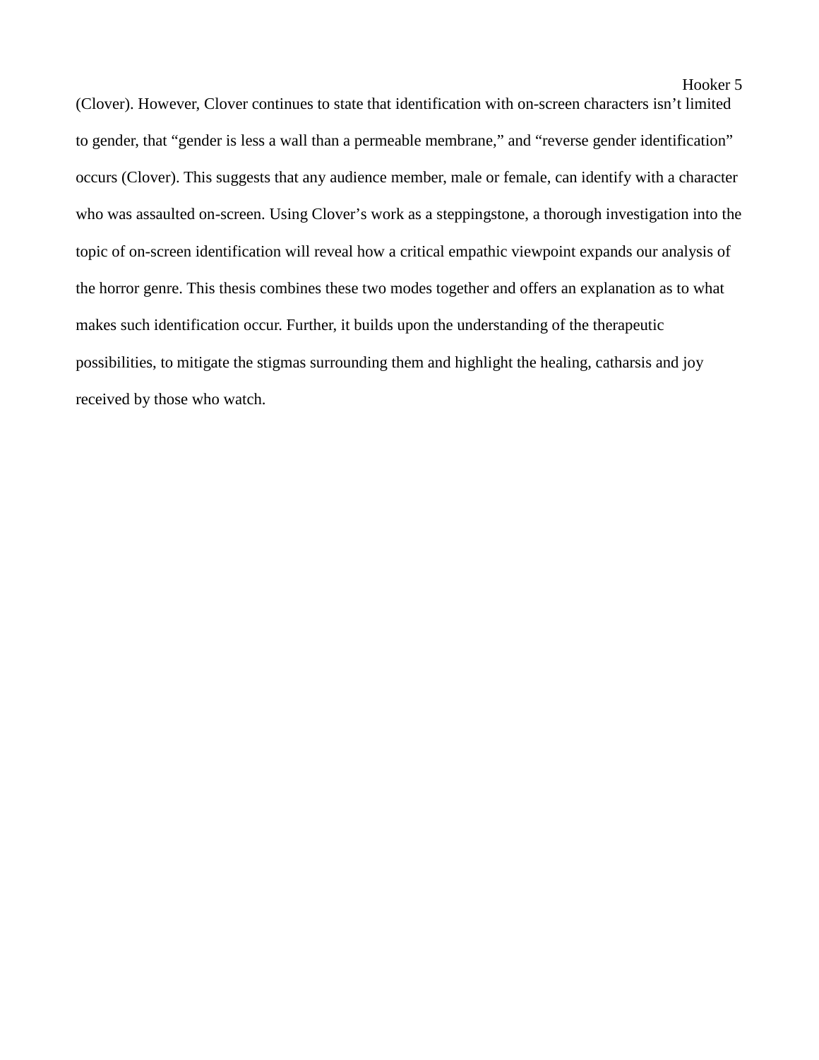(Clover). However, Clover continues to state that identification with on-screen characters isn't limited to gender, that "gender is less a wall than a permeable membrane," and "reverse gender identification" occurs (Clover). This suggests that any audience member, male or female, can identify with a character who was assaulted on-screen. Using Clover's work as a steppingstone, a thorough investigation into the topic of on-screen identification will reveal how a critical empathic viewpoint expands our analysis of the horror genre. This thesis combines these two modes together and offers an explanation as to what makes such identification occur. Further, it builds upon the understanding of the therapeutic possibilities, to mitigate the stigmas surrounding them and highlight the healing, catharsis and joy received by those who watch.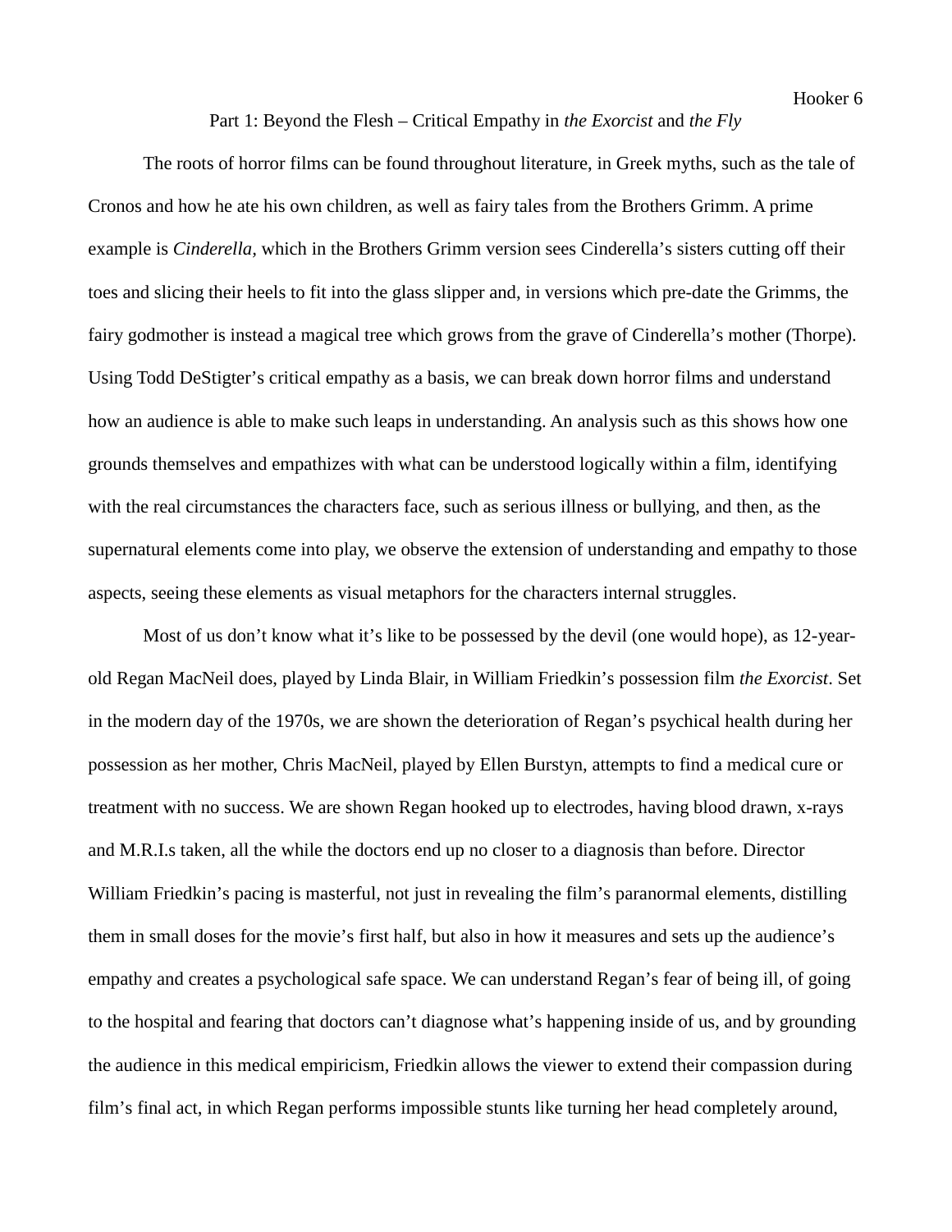## Part 1: Beyond the Flesh – Critical Empathy in *the Exorcist* and *the Fly*

The roots of horror films can be found throughout literature, in Greek myths, such as the tale of Cronos and how he ate his own children, as well as fairy tales from the Brothers Grimm. A prime example is *Cinderella,* which in the Brothers Grimm version sees Cinderella's sisters cutting off their toes and slicing their heels to fit into the glass slipper and, in versions which pre-date the Grimms, the fairy godmother is instead a magical tree which grows from the grave of Cinderella's mother (Thorpe). Using Todd DeStigter's critical empathy as a basis, we can break down horror films and understand how an audience is able to make such leaps in understanding. An analysis such as this shows how one grounds themselves and empathizes with what can be understood logically within a film, identifying with the real circumstances the characters face, such as serious illness or bullying, and then, as the supernatural elements come into play, we observe the extension of understanding and empathy to those aspects, seeing these elements as visual metaphors for the characters internal struggles.

Most of us don't know what it's like to be possessed by the devil (one would hope), as 12-year-old Regan MacNeil does, played by Linda Blair, in William Friedkin's possession film *the Exorcist*. Set in the modern day of the 1970s, we are shown the deterioration of Regan's psychical health during her possession as her mother, Chris MacNeil, played by Ellen Burstyn, attempts to find a medical cure or treatment with no success. We are shown Regan hooked up to electrodes, having blood drawn, x-rays and M.R.I.s taken, all the while the doctors end up no closer to a diagnosis than before. Director William Friedkin's pacing is masterful, not just in revealing the film's paranormal elements, distilling them in small doses for the movie's first half, but also in how it measures and sets up the audience's empathy and creates a psychological safe space. We can understand Regan's fear of being ill, of going to the hospital and fearing that doctors can't diagnose what's happening inside of us, and by grounding the audience in this medical empiricism, Friedkin allows the viewer to extend their compassion during film's final act, in which Regan performs impossible stunts like turning her head completely around,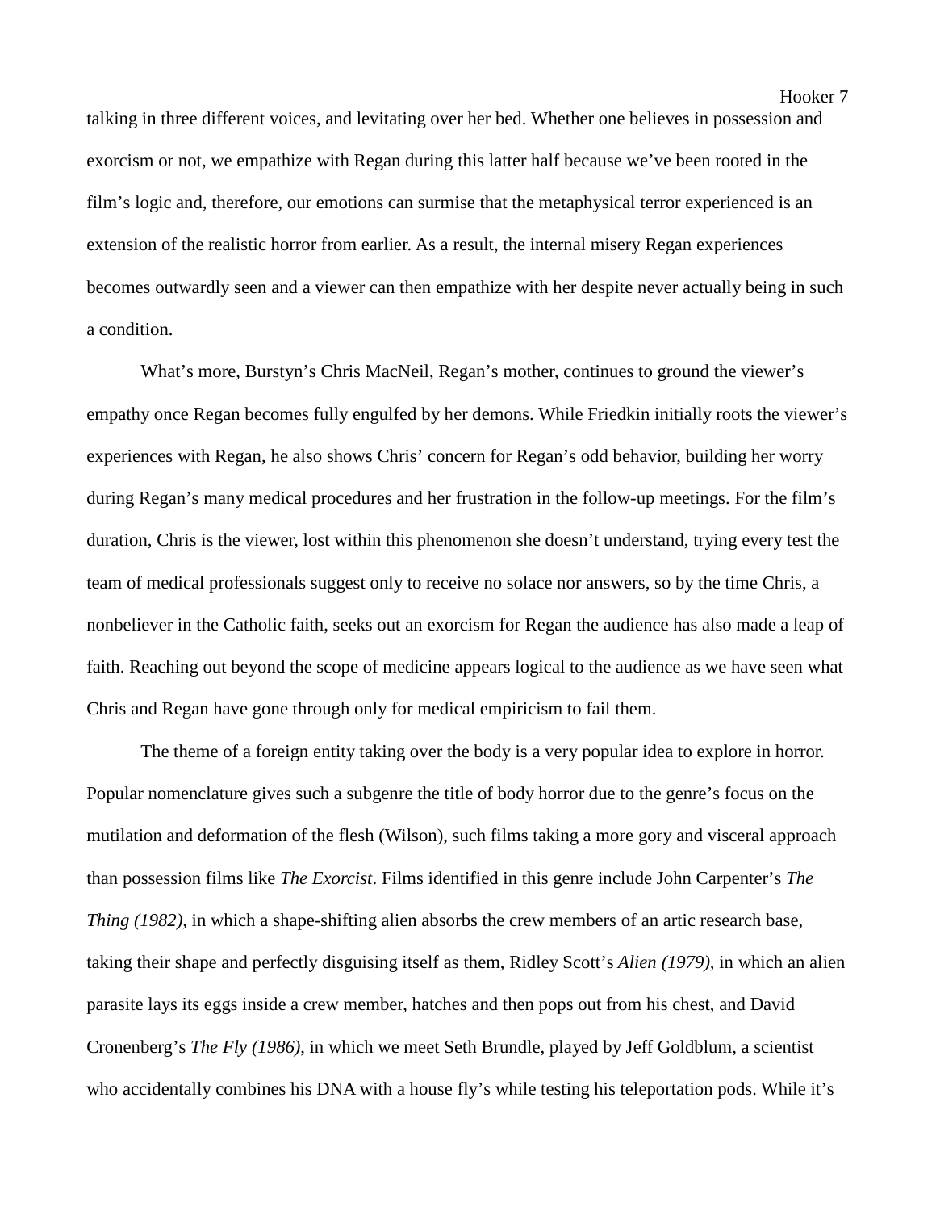talking in three different voices, and levitating over her bed. Whether one believes in possession and exorcism or not, we empathize with Regan during this latter half because we've been rooted in the film's logic and, therefore, our emotions can surmise that the metaphysical terror experienced is an extension of the realistic horror from earlier. As a result, the internal misery Regan experiences becomes outwardly seen and a viewer can then empathize with her despite never actually being in such a condition.

What's more, Burstyn's Chris MacNeil, Regan's mother, continues to ground the viewer's empathy once Regan becomes fully engulfed by her demons. While Friedkin initially roots the viewer's experiences with Regan, he also shows Chris' concern for Regan's odd behavior, building her worry during Regan's many medical procedures and her frustration in the follow-up meetings. For the film's duration, Chris is the viewer, lost within this phenomenon she doesn't understand, trying every test the team of medical professionals suggest only to receive no solace nor answers, so by the time Chris, a nonbeliever in the Catholic faith, seeks out an exorcism for Regan the audience has also made a leap of faith. Reaching out beyond the scope of medicine appears logical to the audience as we have seen what Chris and Regan have gone through only for medical empiricism to fail them.

The theme of a foreign entity taking over the body is a very popular idea to explore in horror. Popular nomenclature gives such a subgenre the title of body horror due to the genre's focus on the mutilation and deformation of the flesh (Wilson), such films taking a more gory and visceral approach than possession films like *The Exorcist*. Films identified in this genre include John Carpenter's *The Thing (1982)*, in which a shape-shifting alien absorbs the crew members of an artic research base, taking their shape and perfectly disguising itself as them, Ridley Scott's *Alien (1979)*, in which an alien parasite lays its eggs inside a crew member, hatches and then pops out from his chest, and David Cronenberg's *The Fly (1986)*, in which we meet Seth Brundle, played by Jeff Goldblum, a scientist who accidentally combines his DNA with a house fly's while testing his teleportation pods. While it's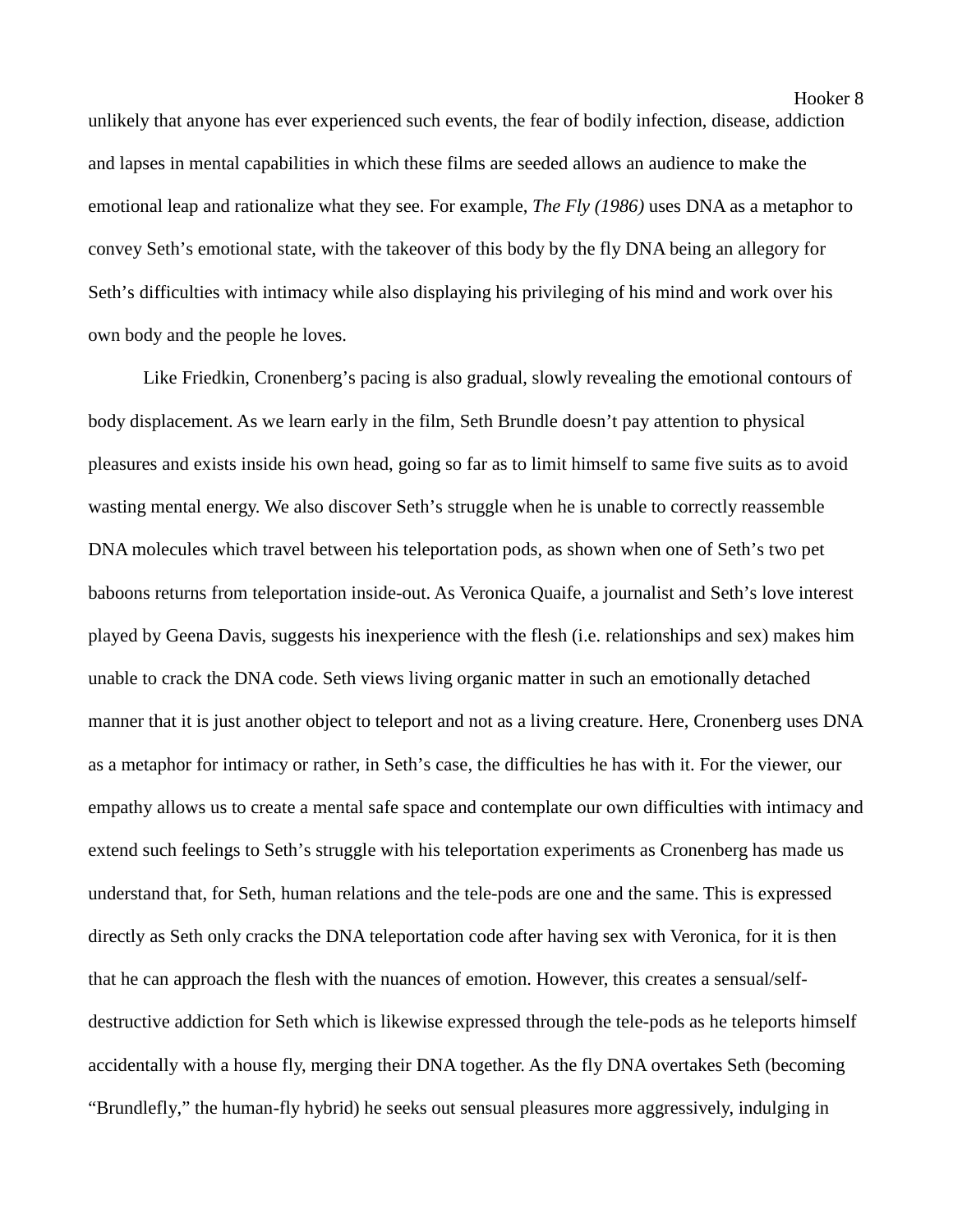unlikely that anyone has ever experienced such events, the fear of bodily infection, disease, addiction and lapses in mental capabilities in which these films are seeded allows an audience to make the emotional leap and rationalize what they see. For example, *The Fly (1986)* uses DNA as a metaphor to convey Seth's emotional state, with the takeover of this body by the fly DNA being an allegory for Seth's difficulties with intimacy while also displaying his privileging of his mind and work over his own body and the people he loves.

Like Friedkin, Cronenberg's pacing is also gradual, slowly revealing the emotional contours of body displacement. As we learn early in the film, Seth Brundle doesn't pay attention to physical pleasures and exists inside his own head, going so far as to limit himself to same five suits as to avoid wasting mental energy. We also discover Seth's struggle when he is unable to correctly reassemble DNA molecules which travel between his teleportation pods, as shown when one of Seth's two pet baboons returns from teleportation inside-out. As Veronica Quaife, a journalist and Seth's love interest played by Geena Davis, suggests his inexperience with the flesh (i.e. relationships and sex) makes him unable to crack the DNA code. Seth views living organic matter in such an emotionally detached manner that it is just another object to teleport and not as a living creature. Here, Cronenberg uses DNA as a metaphor for intimacy or rather, in Seth's case, the difficulties he has with it. For the viewer, our empathy allows us to create a mental safe space and contemplate our own difficulties with intimacy and extend such feelings to Seth's struggle with his teleportation experiments as Cronenberg has made us understand that, for Seth, human relations and the tele-pods are one and the same. This is expressed directly as Seth only cracks the DNA teleportation code after having sex with Veronica, for it is then that he can approach the flesh with the nuances of emotion. However, this creates a sensual/self-destructive addiction for Seth which is likewise expressed through the tele-pods as he teleports himself accidentally with a house fly, merging their DNA together. As the fly DNA overtakes Seth (becoming "Brundlefly," the human-fly hybrid) he seeks out sensual pleasures more aggressively, indulging in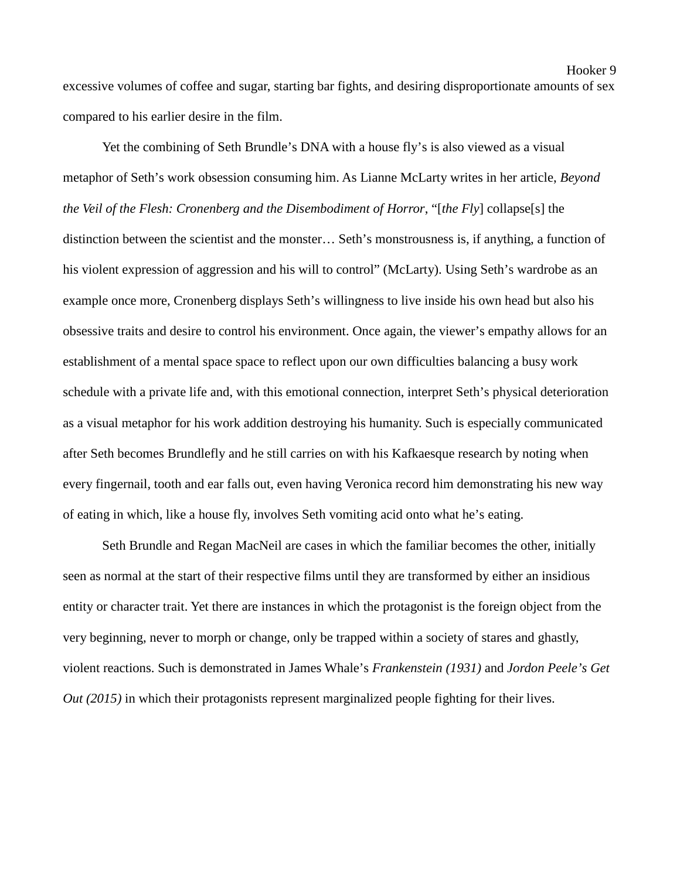excessive volumes of coffee and sugar, starting bar fights, and desiring disproportionate amounts of sex compared to his earlier desire in the film.

Yet the combining of Seth Brundle's DNA with a house fly's is also viewed as a visual metaphor of Seth's work obsession consuming him. As Lianne McLarty writes in her article, *Beyond the Veil of the Flesh: Cronenberg and the Disembodiment of Horror*, "[*the Fly*] collapse[s] the distinction between the scientist and the monster… Seth's monstrousness is, if anything, a function of his violent expression of aggression and his will to control" (McLarty). Using Seth's wardrobe as an example once more, Cronenberg displays Seth's willingness to live inside his own head but also his obsessive traits and desire to control his environment. Once again, the viewer's empathy allows for an establishment of a mental space space to reflect upon our own difficulties balancing a busy work schedule with a private life and, with this emotional connection, interpret Seth's physical deterioration as a visual metaphor for his work addition destroying his humanity. Such is especially communicated after Seth becomes Brundlefly and he still carries on with his Kafkaesque research by noting when every fingernail, tooth and ear falls out, even having Veronica record him demonstrating his new way of eating in which, like a house fly, involves Seth vomiting acid onto what he's eating.

Seth Brundle and Regan MacNeil are cases in which the familiar becomes the other, initially seen as normal at the start of their respective films until they are transformed by either an insidious entity or character trait. Yet there are instances in which the protagonist is the foreign object from the very beginning, never to morph or change, only be trapped within a society of stares and ghastly, violent reactions. Such is demonstrated in James Whale's *Frankenstein (1931)* and *Jordon Peele's Get Out (2015)* in which their protagonists represent marginalized people fighting for their lives.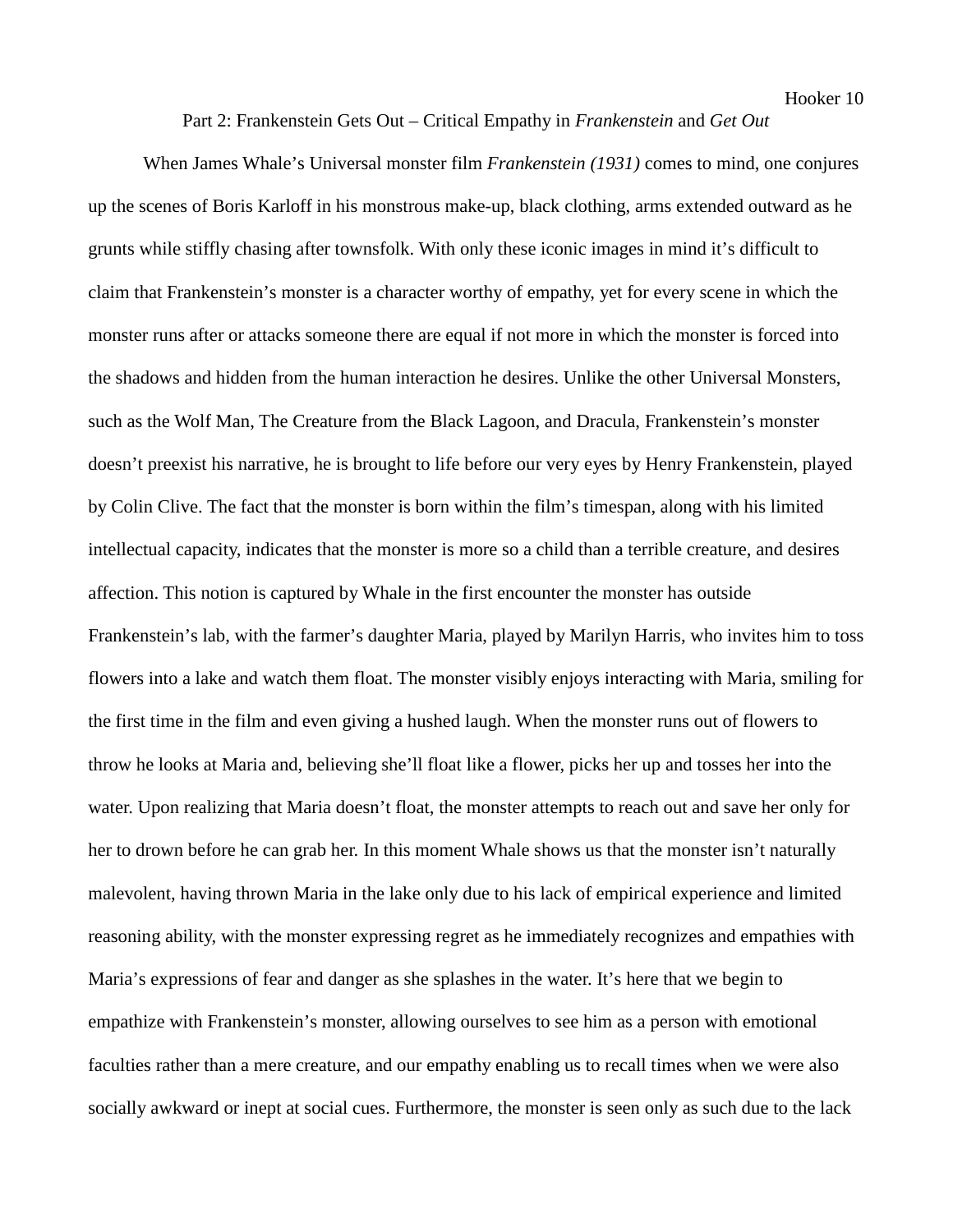## Part 2: Frankenstein Gets Out – Critical Empathy in *Frankenstein* and *Get Out*

When James Whale's Universal monster film *Frankenstein (1931)* comes to mind, one conjures up the scenes of Boris Karloff in his monstrous make-up, black clothing, arms extended outward as he grunts while stiffly chasing after townsfolk. With only these iconic images in mind it's difficult to claim that Frankenstein's monster is a character worthy of empathy, yet for every scene in which the monster runs after or attacks someone there are equal if not more in which the monster is forced into the shadows and hidden from the human interaction he desires. Unlike the other Universal Monsters, such as the Wolf Man, The Creature from the Black Lagoon, and Dracula, Frankenstein's monster doesn't preexist his narrative, he is brought to life before our very eyes by Henry Frankenstein, played by Colin Clive. The fact that the monster is born within the film's timespan, along with his limited intellectual capacity, indicates that the monster is more so a child than a terrible creature, and desires affection. This notion is captured by Whale in the first encounter the monster has outside Frankenstein's lab, with the farmer's daughter Maria, played by Marilyn Harris, who invites him to toss flowers into a lake and watch them float. The monster visibly enjoys interacting with Maria, smiling for the first time in the film and even giving a hushed laugh. When the monster runs out of flowers to throw he looks at Maria and, believing she'll float like a flower, picks her up and tosses her into the water. Upon realizing that Maria doesn't float, the monster attempts to reach out and save her only for her to drown before he can grab her. In this moment Whale shows us that the monster isn't naturally malevolent, having thrown Maria in the lake only due to his lack of empirical experience and limited reasoning ability, with the monster expressing regret as he immediately recognizes and empathies with Maria's expressions of fear and danger as she splashes in the water. It's here that we begin to empathize with Frankenstein's monster, allowing ourselves to see him as a person with emotional faculties rather than a mere creature, and our empathy enabling us to recall times when we were also socially awkward or inept at social cues. Furthermore, the monster is seen only as such due to the lack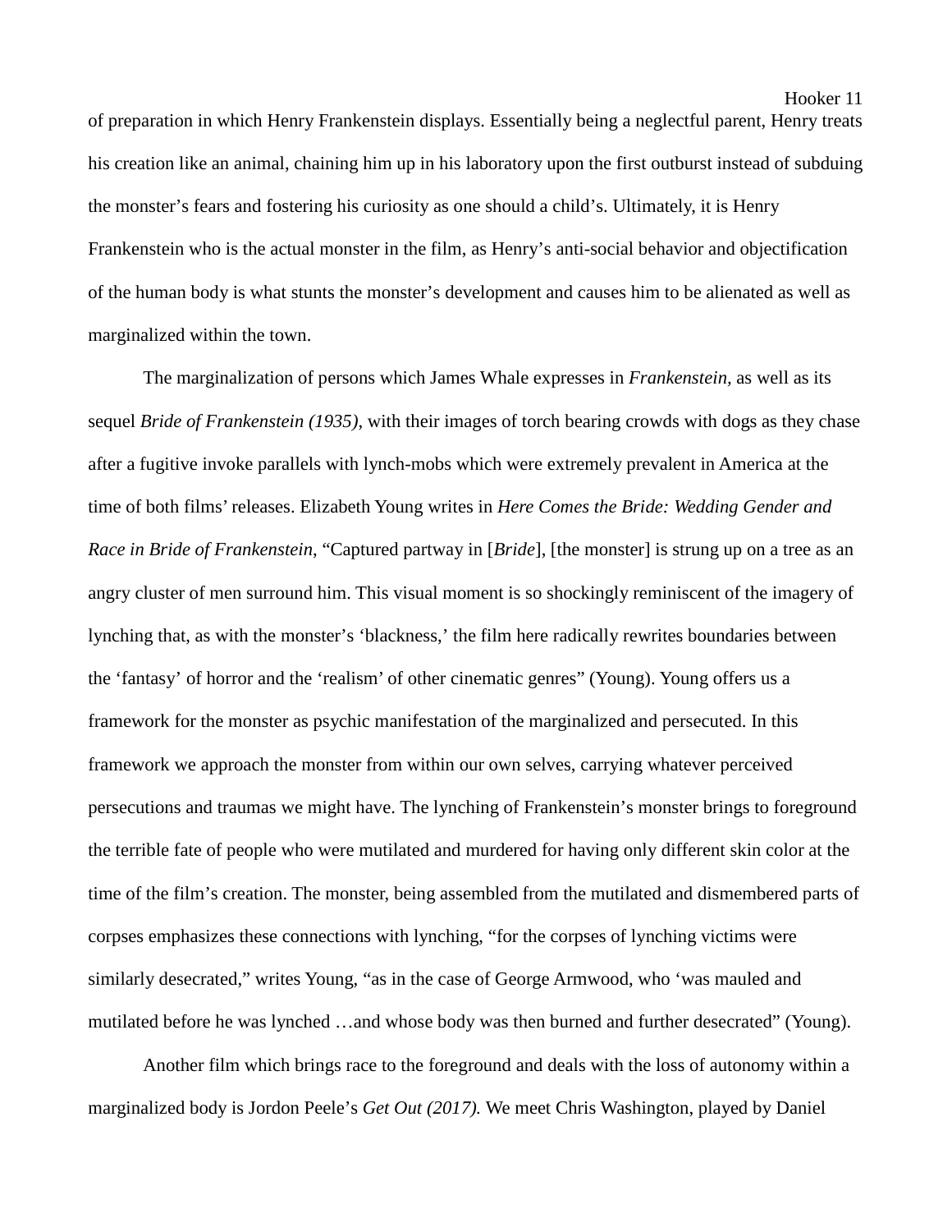of preparation in which Henry Frankenstein displays. Essentially being a neglectful parent, Henry treats his creation like an animal, chaining him up in his laboratory upon the first outburst instead of subduing the monster's fears and fostering his curiosity as one should a child's. Ultimately, it is Henry Frankenstein who is the actual monster in the film, as Henry's anti-social behavior and objectification of the human body is what stunts the monster's development and causes him to be alienated as well as marginalized within the town.

The marginalization of persons which James Whale expresses in *Frankenstein,* as well as its sequel *Bride of Frankenstein (1935)*, with their images of torch bearing crowds with dogs as they chase after a fugitive invoke parallels with lynch-mobs which were extremely prevalent in America at the time of both films' releases. Elizabeth Young writes in *Here Comes the Bride: Wedding Gender and Race in Bride of Frankenstein*, "Captured partway in [*Bride*], [the monster] is strung up on a tree as an angry cluster of men surround him. This visual moment is so shockingly reminiscent of the imagery of lynching that, as with the monster's 'blackness,' the film here radically rewrites boundaries between the 'fantasy' of horror and the 'realism' of other cinematic genres" (Young). Young offers us a framework for the monster as psychic manifestation of the marginalized and persecuted. In this framework we approach the monster from within our own selves, carrying whatever perceived persecutions and traumas we might have. The lynching of Frankenstein's monster brings to foreground the terrible fate of people who were mutilated and murdered for having only different skin color at the time of the film's creation. The monster, being assembled from the mutilated and dismembered parts of corpses emphasizes these connections with lynching, "for the corpses of lynching victims were similarly desecrated," writes Young, "as in the case of George Armwood, who 'was mauled and mutilated before he was lynched …and whose body was then burned and further desecrated" (Young).

Another film which brings race to the foreground and deals with the loss of autonomy within a marginalized body is Jordon Peele's *Get Out (2017).* We meet Chris Washington, played by Daniel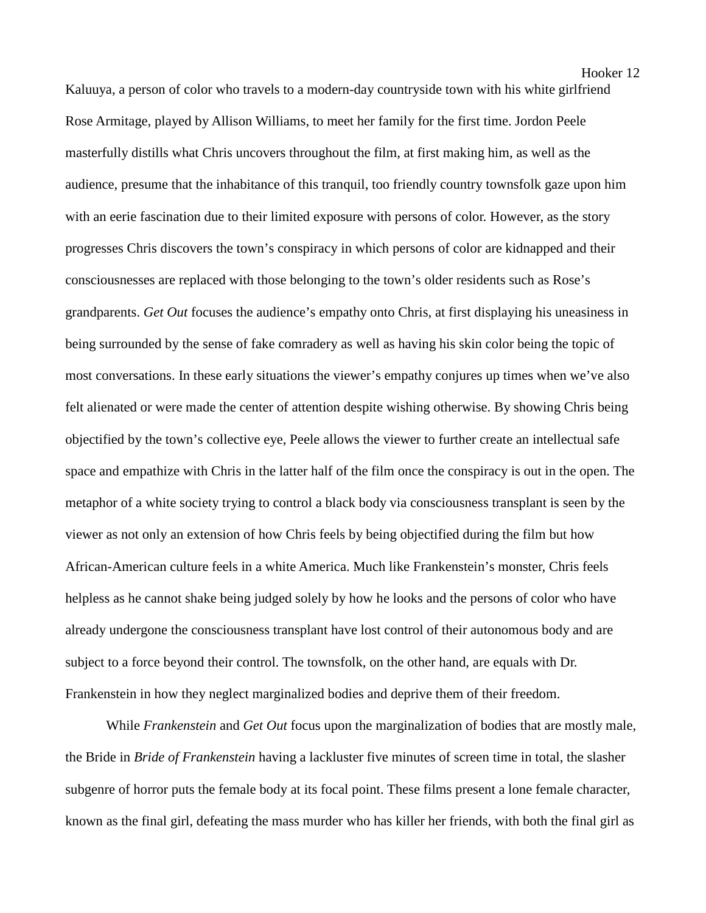Kaluuya, a person of color who travels to a modern-day countryside town with his white girlfriend Rose Armitage, played by Allison Williams, to meet her family for the first time. Jordon Peele masterfully distills what Chris uncovers throughout the film, at first making him, as well as the audience, presume that the inhabitance of this tranquil, too friendly country townsfolk gaze upon him with an eerie fascination due to their limited exposure with persons of color. However, as the story progresses Chris discovers the town's conspiracy in which persons of color are kidnapped and their consciousnesses are replaced with those belonging to the town's older residents such as Rose's grandparents. *Get Out* focuses the audience's empathy onto Chris, at first displaying his uneasiness in being surrounded by the sense of fake comradery as well as having his skin color being the topic of most conversations. In these early situations the viewer's empathy conjures up times when we've also felt alienated or were made the center of attention despite wishing otherwise. By showing Chris being objectified by the town's collective eye, Peele allows the viewer to further create an intellectual safe space and empathize with Chris in the latter half of the film once the conspiracy is out in the open. The metaphor of a white society trying to control a black body via consciousness transplant is seen by the viewer as not only an extension of how Chris feels by being objectified during the film but how African-American culture feels in a white America. Much like Frankenstein's monster, Chris feels helpless as he cannot shake being judged solely by how he looks and the persons of color who have already undergone the consciousness transplant have lost control of their autonomous body and are subject to a force beyond their control. The townsfolk, on the other hand, are equals with Dr. Frankenstein in how they neglect marginalized bodies and deprive them of their freedom.

While *Frankenstein* and *Get Out* focus upon the marginalization of bodies that are mostly male, the Bride in *Bride of Frankenstein* having a lackluster five minutes of screen time in total, the slasher subgenre of horror puts the female body at its focal point. These films present a lone female character, known as the final girl, defeating the mass murder who has killer her friends, with both the final girl as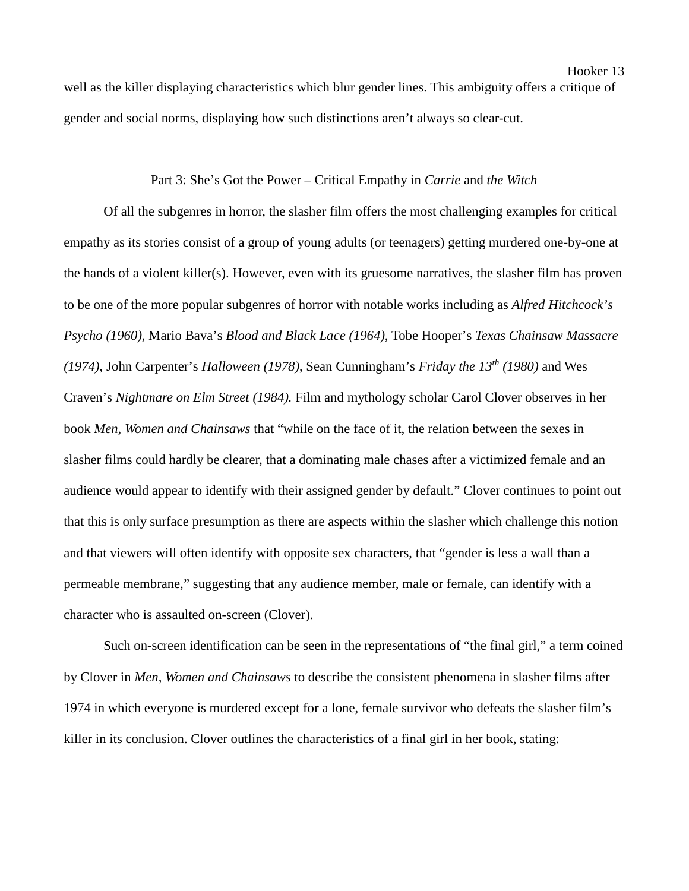well as the killer displaying characteristics which blur gender lines. This ambiguity offers a critique of gender and social norms, displaying how such distinctions aren't always so clear-cut.

## Part 3: She's Got the Power – Critical Empathy in *Carrie* and *the Witch*

Of all the subgenres in horror, the slasher film offers the most challenging examples for critical empathy as its stories consist of a group of young adults (or teenagers) getting murdered one-by-one at the hands of a violent killer(s). However, even with its gruesome narratives, the slasher film has proven to be one of the more popular subgenres of horror with notable works including as *Alfred Hitchcock's Psycho (1960)*, Mario Bava's *Blood and Black Lace (1964)*, Tobe Hooper's *Texas Chainsaw Massacre (1974)*, John Carpenter's *Halloween (1978)*, Sean Cunningham's *Friday the 13th (1980)* and Wes Craven's *Nightmare on Elm Street (1984).* Film and mythology scholar Carol Clover observes in her book *Men, Women and Chainsaws* that "while on the face of it, the relation between the sexes in slasher films could hardly be clearer, that a dominating male chases after a victimized female and an audience would appear to identify with their assigned gender by default." Clover continues to point out that this is only surface presumption as there are aspects within the slasher which challenge this notion and that viewers will often identify with opposite sex characters, that "gender is less a wall than a permeable membrane," suggesting that any audience member, male or female, can identify with a character who is assaulted on-screen (Clover).

Such on-screen identification can be seen in the representations of "the final girl," a term coined by Clover in *Men, Women and Chainsaws* to describe the consistent phenomena in slasher films after 1974 in which everyone is murdered except for a lone, female survivor who defeats the slasher film's killer in its conclusion. Clover outlines the characteristics of a final girl in her book, stating: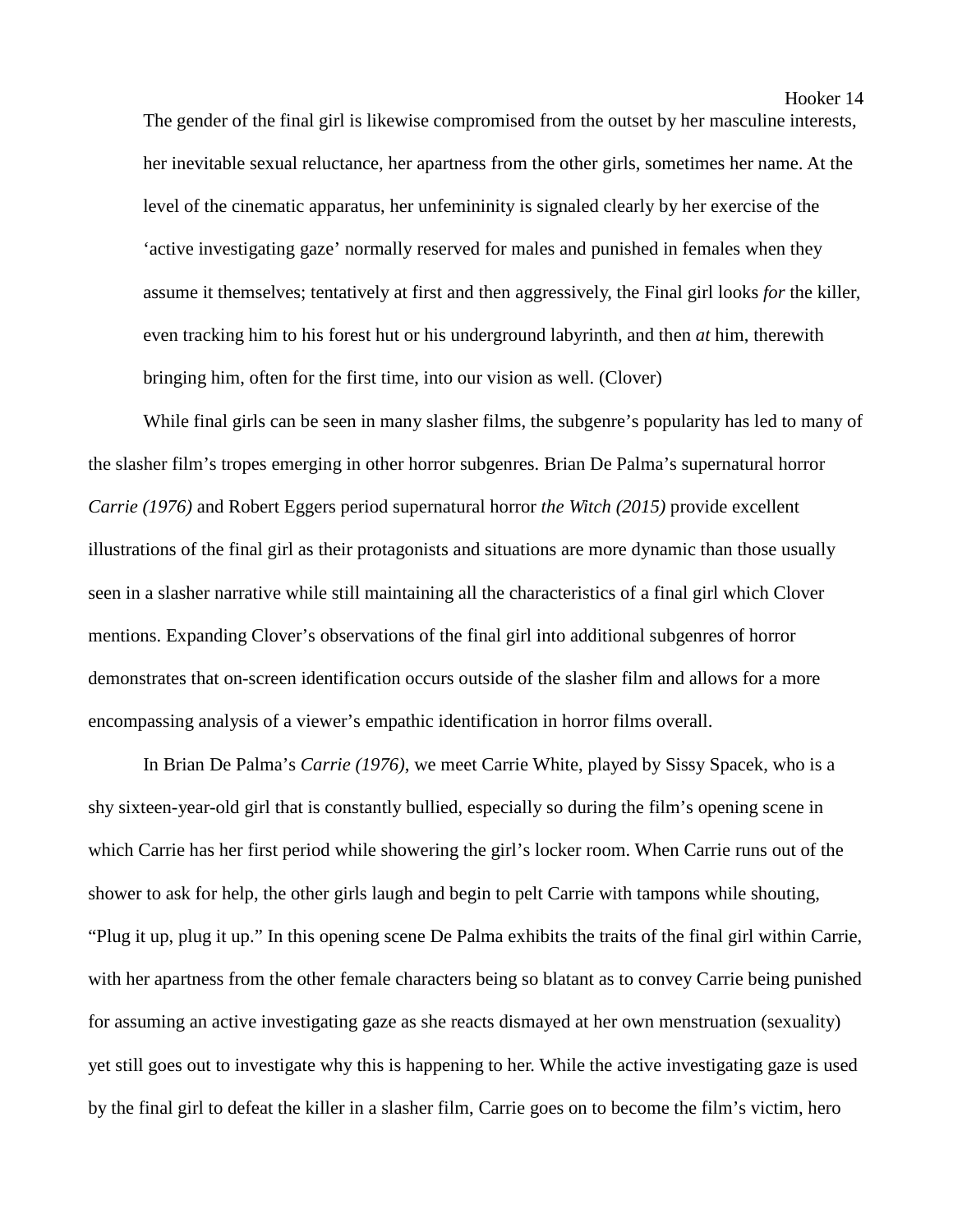> The gender of the final girl is likewise compromised from the outset by her masculine interests, her inevitable sexual reluctance, her apartness from the other girls, sometimes her name. At the level of the cinematic apparatus, her unfemininity is signaled clearly by her exercise of the 'active investigating gaze' normally reserved for males and punished in females when they assume it themselves; tentatively at first and then aggressively, the Final girl looks *for* the killer, even tracking him to his forest hut or his underground labyrinth, and then *at* him, therewith bringing him, often for the first time, into our vision as well. (Clover)

While final girls can be seen in many slasher films, the subgenre's popularity has led to many of the slasher film's tropes emerging in other horror subgenres. Brian De Palma's supernatural horror *Carrie (1976)* and Robert Eggers period supernatural horror *the Witch (2015)* provide excellent illustrations of the final girl as their protagonists and situations are more dynamic than those usually seen in a slasher narrative while still maintaining all the characteristics of a final girl which Clover mentions. Expanding Clover's observations of the final girl into additional subgenres of horror demonstrates that on-screen identification occurs outside of the slasher film and allows for a more encompassing analysis of a viewer's empathic identification in horror films overall.

In Brian De Palma's *Carrie (1976)*, we meet Carrie White, played by Sissy Spacek, who is a shy sixteen-year-old girl that is constantly bullied, especially so during the film's opening scene in which Carrie has her first period while showering the girl's locker room. When Carrie runs out of the shower to ask for help, the other girls laugh and begin to pelt Carrie with tampons while shouting, "Plug it up, plug it up." In this opening scene De Palma exhibits the traits of the final girl within Carrie, with her apartness from the other female characters being so blatant as to convey Carrie being punished for assuming an active investigating gaze as she reacts dismayed at her own menstruation (sexuality) yet still goes out to investigate why this is happening to her. While the active investigating gaze is used by the final girl to defeat the killer in a slasher film, Carrie goes on to become the film's victim, hero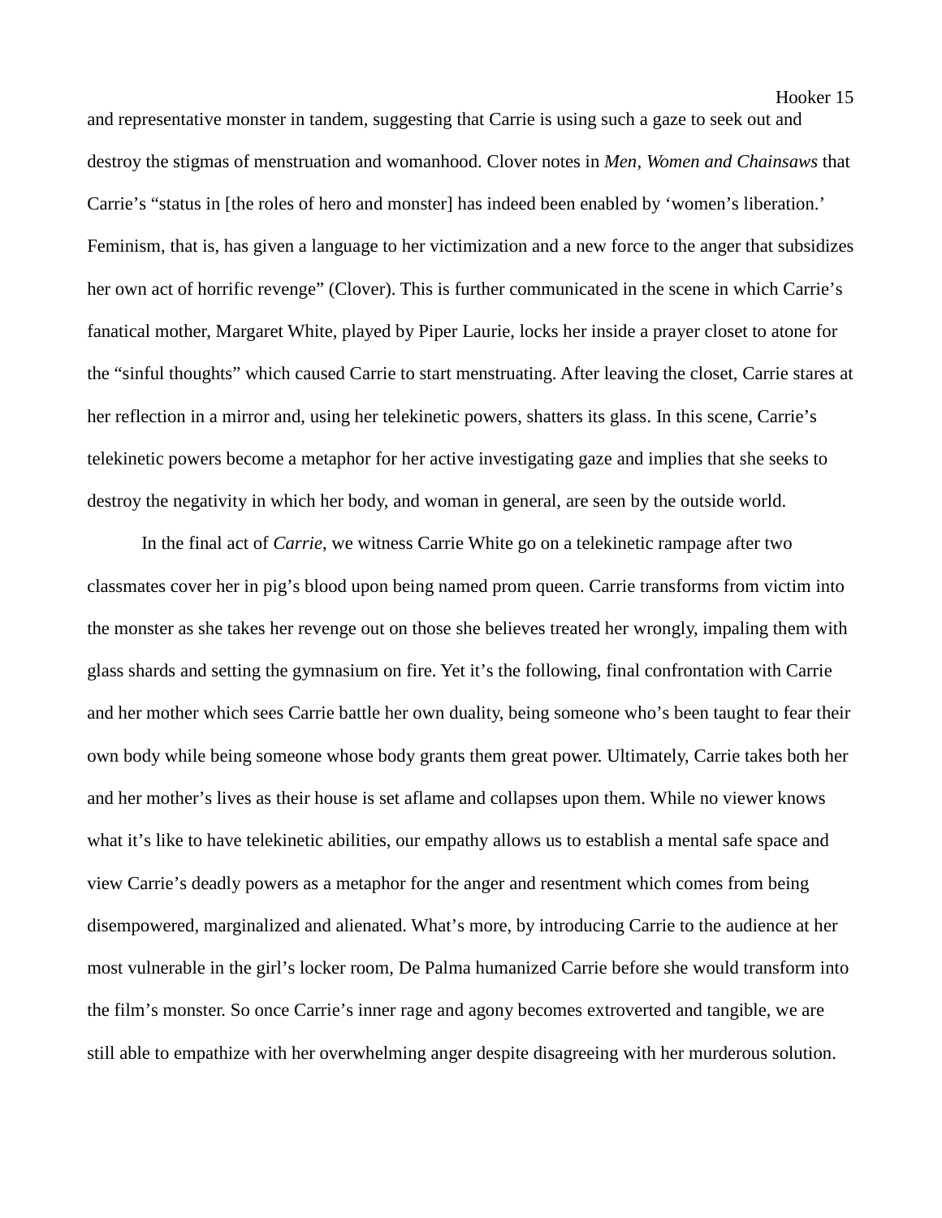and representative monster in tandem, suggesting that Carrie is using such a gaze to seek out and destroy the stigmas of menstruation and womanhood. Clover notes in *Men, Women and Chainsaws* that Carrie's "status in [the roles of hero and monster] has indeed been enabled by 'women's liberation.' Feminism, that is, has given a language to her victimization and a new force to the anger that subsidizes her own act of horrific revenge" (Clover). This is further communicated in the scene in which Carrie's fanatical mother, Margaret White, played by Piper Laurie, locks her inside a prayer closet to atone for the "sinful thoughts" which caused Carrie to start menstruating. After leaving the closet, Carrie stares at her reflection in a mirror and, using her telekinetic powers, shatters its glass. In this scene, Carrie's telekinetic powers become a metaphor for her active investigating gaze and implies that she seeks to destroy the negativity in which her body, and woman in general, are seen by the outside world.

In the final act of *Carrie*, we witness Carrie White go on a telekinetic rampage after two classmates cover her in pig's blood upon being named prom queen. Carrie transforms from victim into the monster as she takes her revenge out on those she believes treated her wrongly, impaling them with glass shards and setting the gymnasium on fire. Yet it's the following, final confrontation with Carrie and her mother which sees Carrie battle her own duality, being someone who's been taught to fear their own body while being someone whose body grants them great power. Ultimately, Carrie takes both her and her mother's lives as their house is set aflame and collapses upon them. While no viewer knows what it's like to have telekinetic abilities, our empathy allows us to establish a mental safe space and view Carrie's deadly powers as a metaphor for the anger and resentment which comes from being disempowered, marginalized and alienated. What's more, by introducing Carrie to the audience at her most vulnerable in the girl's locker room, De Palma humanized Carrie before she would transform into the film's monster. So once Carrie's inner rage and agony becomes extroverted and tangible, we are still able to empathize with her overwhelming anger despite disagreeing with her murderous solution.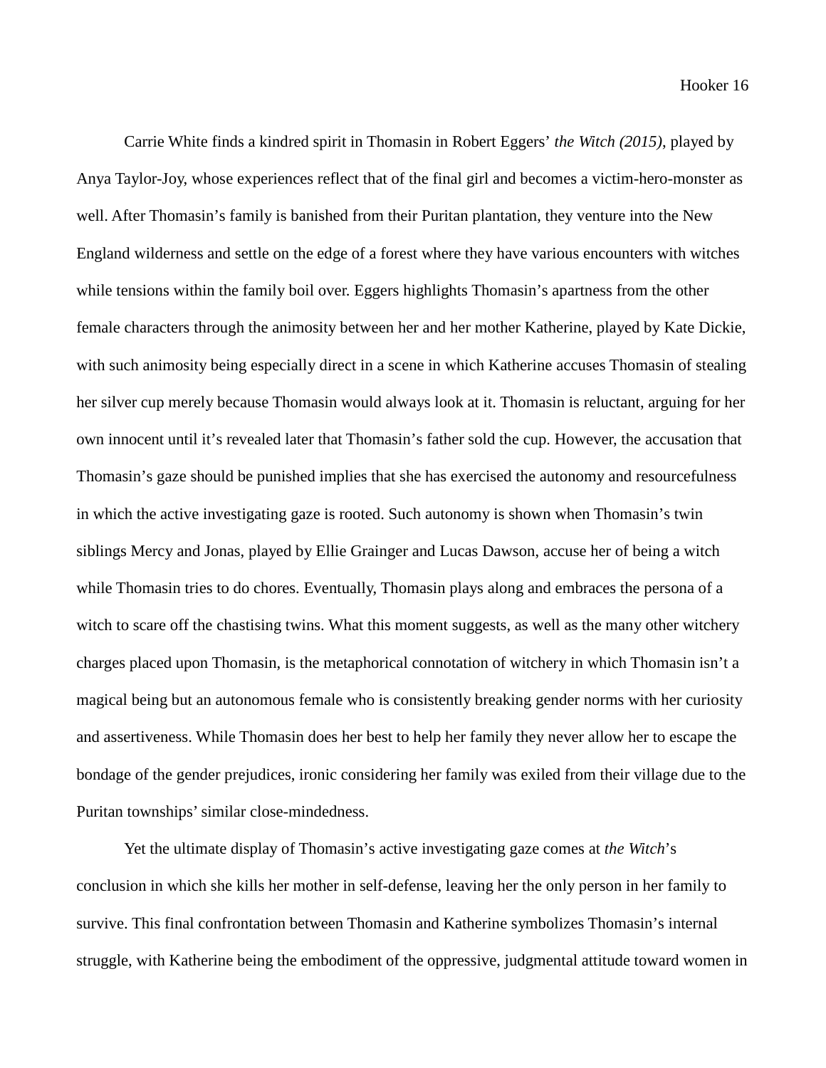Carrie White finds a kindred spirit in Thomasin in Robert Eggers' *the Witch (2015)*, played by Anya Taylor-Joy, whose experiences reflect that of the final girl and becomes a victim-hero-monster as well. After Thomasin's family is banished from their Puritan plantation, they venture into the New England wilderness and settle on the edge of a forest where they have various encounters with witches while tensions within the family boil over. Eggers highlights Thomasin's apartness from the other female characters through the animosity between her and her mother Katherine, played by Kate Dickie, with such animosity being especially direct in a scene in which Katherine accuses Thomasin of stealing her silver cup merely because Thomasin would always look at it. Thomasin is reluctant, arguing for her own innocent until it's revealed later that Thomasin's father sold the cup. However, the accusation that Thomasin's gaze should be punished implies that she has exercised the autonomy and resourcefulness in which the active investigating gaze is rooted. Such autonomy is shown when Thomasin's twin siblings Mercy and Jonas, played by Ellie Grainger and Lucas Dawson, accuse her of being a witch while Thomasin tries to do chores. Eventually, Thomasin plays along and embraces the persona of a witch to scare off the chastising twins. What this moment suggests, as well as the many other witchery charges placed upon Thomasin, is the metaphorical connotation of witchery in which Thomasin isn't a magical being but an autonomous female who is consistently breaking gender norms with her curiosity and assertiveness. While Thomasin does her best to help her family they never allow her to escape the bondage of the gender prejudices, ironic considering her family was exiled from their village due to the Puritan townships' similar close-mindedness.

Yet the ultimate display of Thomasin's active investigating gaze comes at *the Witch*'s conclusion in which she kills her mother in self-defense, leaving her the only person in her family to survive. This final confrontation between Thomasin and Katherine symbolizes Thomasin's internal struggle, with Katherine being the embodiment of the oppressive, judgmental attitude toward women in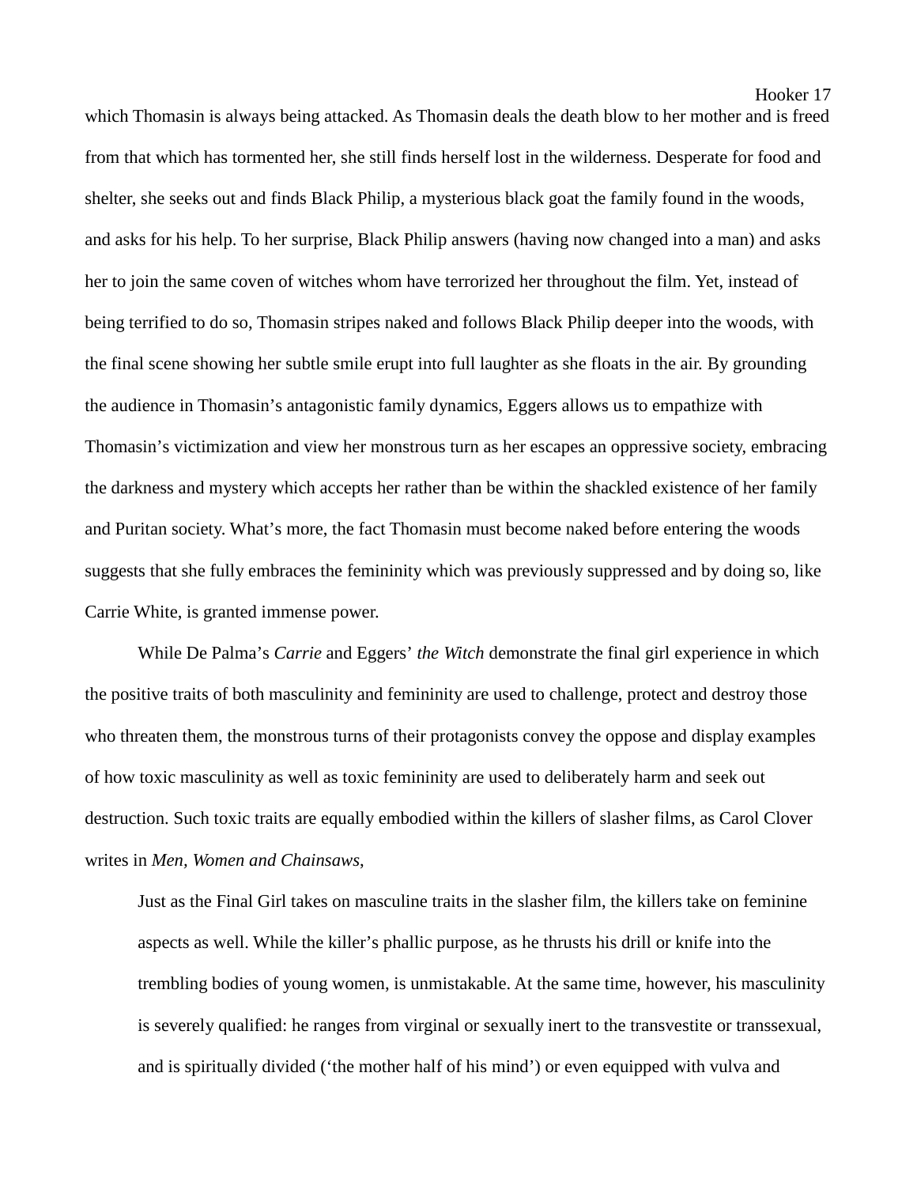which Thomasin is always being attacked. As Thomasin deals the death blow to her mother and is freed from that which has tormented her, she still finds herself lost in the wilderness. Desperate for food and shelter, she seeks out and finds Black Philip, a mysterious black goat the family found in the woods, and asks for his help. To her surprise, Black Philip answers (having now changed into a man) and asks her to join the same coven of witches whom have terrorized her throughout the film. Yet, instead of being terrified to do so, Thomasin stripes naked and follows Black Philip deeper into the woods, with the final scene showing her subtle smile erupt into full laughter as she floats in the air. By grounding the audience in Thomasin's antagonistic family dynamics, Eggers allows us to empathize with Thomasin's victimization and view her monstrous turn as her escapes an oppressive society, embracing the darkness and mystery which accepts her rather than be within the shackled existence of her family and Puritan society. What's more, the fact Thomasin must become naked before entering the woods suggests that she fully embraces the femininity which was previously suppressed and by doing so, like Carrie White, is granted immense power.

While De Palma's *Carrie* and Eggers' *the Witch* demonstrate the final girl experience in which the positive traits of both masculinity and femininity are used to challenge, protect and destroy those who threaten them, the monstrous turns of their protagonists convey the oppose and display examples of how toxic masculinity as well as toxic femininity are used to deliberately harm and seek out destruction. Such toxic traits are equally embodied within the killers of slasher films, as Carol Clover writes in *Men, Women and Chainsaws*,

> Just as the Final Girl takes on masculine traits in the slasher film, the killers take on feminine aspects as well. While the killer's phallic purpose, as he thrusts his drill or knife into the trembling bodies of young women, is unmistakable. At the same time, however, his masculinity is severely qualified: he ranges from virginal or sexually inert to the transvestite or transsexual, and is spiritually divided ('the mother half of his mind') or even equipped with vulva and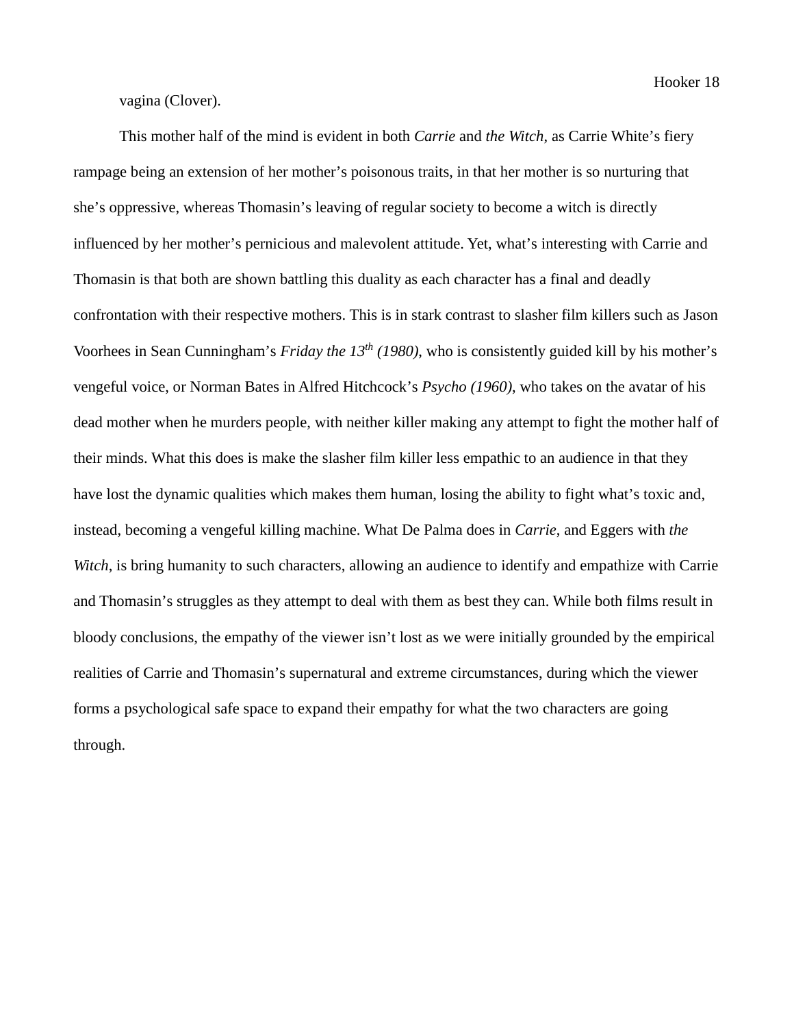vagina (Clover).

This mother half of the mind is evident in both *Carrie* and *the Witch*, as Carrie White's fiery rampage being an extension of her mother's poisonous traits, in that her mother is so nurturing that she's oppressive, whereas Thomasin's leaving of regular society to become a witch is directly influenced by her mother's pernicious and malevolent attitude. Yet, what's interesting with Carrie and Thomasin is that both are shown battling this duality as each character has a final and deadly confrontation with their respective mothers. This is in stark contrast to slasher film killers such as Jason Voorhees in Sean Cunningham's *Friday the 13th (1980)*, who is consistently guided kill by his mother's vengeful voice, or Norman Bates in Alfred Hitchcock's *Psycho (1960)*, who takes on the avatar of his dead mother when he murders people, with neither killer making any attempt to fight the mother half of their minds. What this does is make the slasher film killer less empathic to an audience in that they have lost the dynamic qualities which makes them human, losing the ability to fight what's toxic and, instead, becoming a vengeful killing machine. What De Palma does in *Carrie*, and Eggers with *the Witch*, is bring humanity to such characters, allowing an audience to identify and empathize with Carrie and Thomasin's struggles as they attempt to deal with them as best they can. While both films result in bloody conclusions, the empathy of the viewer isn't lost as we were initially grounded by the empirical realities of Carrie and Thomasin's supernatural and extreme circumstances, during which the viewer forms a psychological safe space to expand their empathy for what the two characters are going through.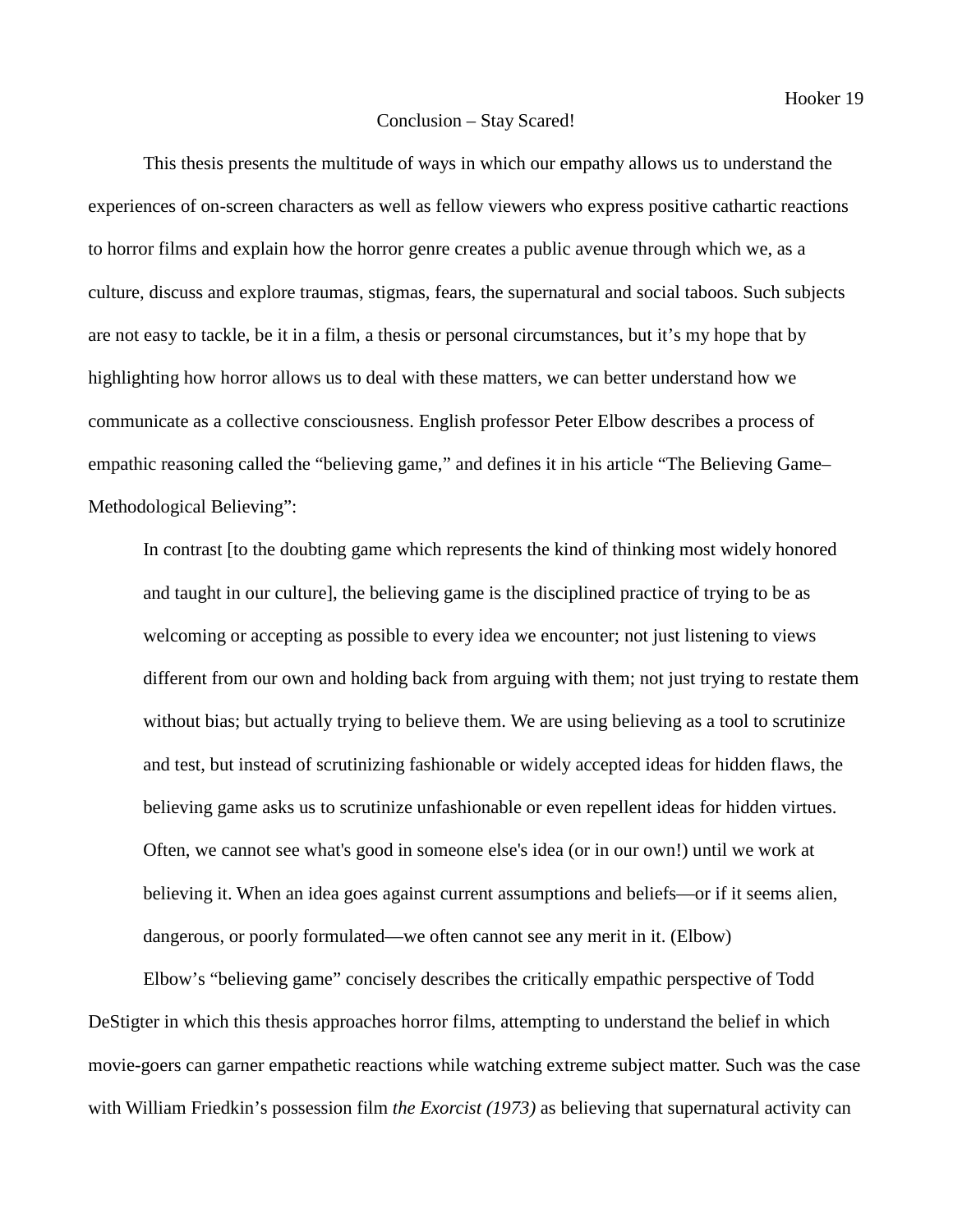## Conclusion – Stay Scared!

This thesis presents the multitude of ways in which our empathy allows us to understand the experiences of on-screen characters as well as fellow viewers who express positive cathartic reactions to horror films and explain how the horror genre creates a public avenue through which we, as a culture, discuss and explore traumas, stigmas, fears, the supernatural and social taboos. Such subjects are not easy to tackle, be it in a film, a thesis or personal circumstances, but it's my hope that by highlighting how horror allows us to deal with these matters, we can better understand how we communicate as a collective consciousness. English professor Peter Elbow describes a process of empathic reasoning called the "believing game," and defines it in his article "The Believing Game–Methodological Believing":

> In contrast [to the doubting game which represents the kind of thinking most widely honored and taught in our culture], the believing game is the disciplined practice of trying to be as welcoming or accepting as possible to every idea we encounter; not just listening to views different from our own and holding back from arguing with them; not just trying to restate them without bias; but actually trying to believe them. We are using believing as a tool to scrutinize and test, but instead of scrutinizing fashionable or widely accepted ideas for hidden flaws, the believing game asks us to scrutinize unfashionable or even repellent ideas for hidden virtues. Often, we cannot see what's good in someone else's idea (or in our own!) until we work at believing it. When an idea goes against current assumptions and beliefs—or if it seems alien, dangerous, or poorly formulated—we often cannot see any merit in it. (Elbow)

Elbow's "believing game" concisely describes the critically empathic perspective of Todd DeStigter in which this thesis approaches horror films, attempting to understand the belief in which movie-goers can garner empathetic reactions while watching extreme subject matter. Such was the case with William Friedkin's possession film *the Exorcist (1973)* as believing that supernatural activity can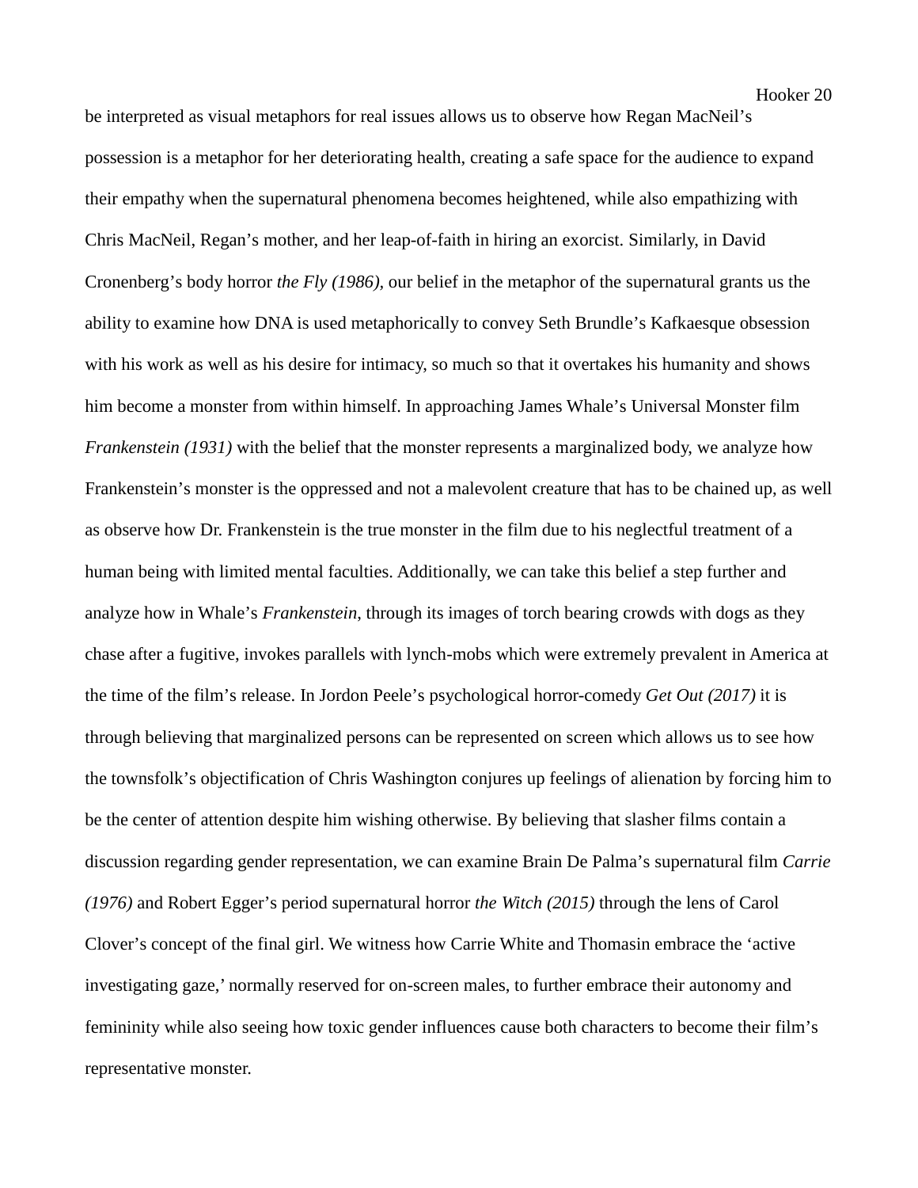be interpreted as visual metaphors for real issues allows us to observe how Regan MacNeil's possession is a metaphor for her deteriorating health, creating a safe space for the audience to expand their empathy when the supernatural phenomena becomes heightened, while also empathizing with Chris MacNeil, Regan's mother, and her leap-of-faith in hiring an exorcist. Similarly, in David Cronenberg's body horror *the Fly (1986),* our belief in the metaphor of the supernatural grants us the ability to examine how DNA is used metaphorically to convey Seth Brundle's Kafkaesque obsession with his work as well as his desire for intimacy, so much so that it overtakes his humanity and shows him become a monster from within himself. In approaching James Whale's Universal Monster film *Frankenstein (1931)* with the belief that the monster represents a marginalized body, we analyze how Frankenstein's monster is the oppressed and not a malevolent creature that has to be chained up, as well as observe how Dr. Frankenstein is the true monster in the film due to his neglectful treatment of a human being with limited mental faculties. Additionally, we can take this belief a step further and analyze how in Whale's *Frankenstein*, through its images of torch bearing crowds with dogs as they chase after a fugitive, invokes parallels with lynch-mobs which were extremely prevalent in America at the time of the film's release. In Jordon Peele's psychological horror-comedy *Get Out (2017)* it is through believing that marginalized persons can be represented on screen which allows us to see how the townsfolk's objectification of Chris Washington conjures up feelings of alienation by forcing him to be the center of attention despite him wishing otherwise. By believing that slasher films contain a discussion regarding gender representation, we can examine Brain De Palma's supernatural film *Carrie (1976)* and Robert Egger's period supernatural horror *the Witch (2015)* through the lens of Carol Clover's concept of the final girl. We witness how Carrie White and Thomasin embrace the 'active investigating gaze,' normally reserved for on-screen males, to further embrace their autonomy and femininity while also seeing how toxic gender influences cause both characters to become their film's representative monster.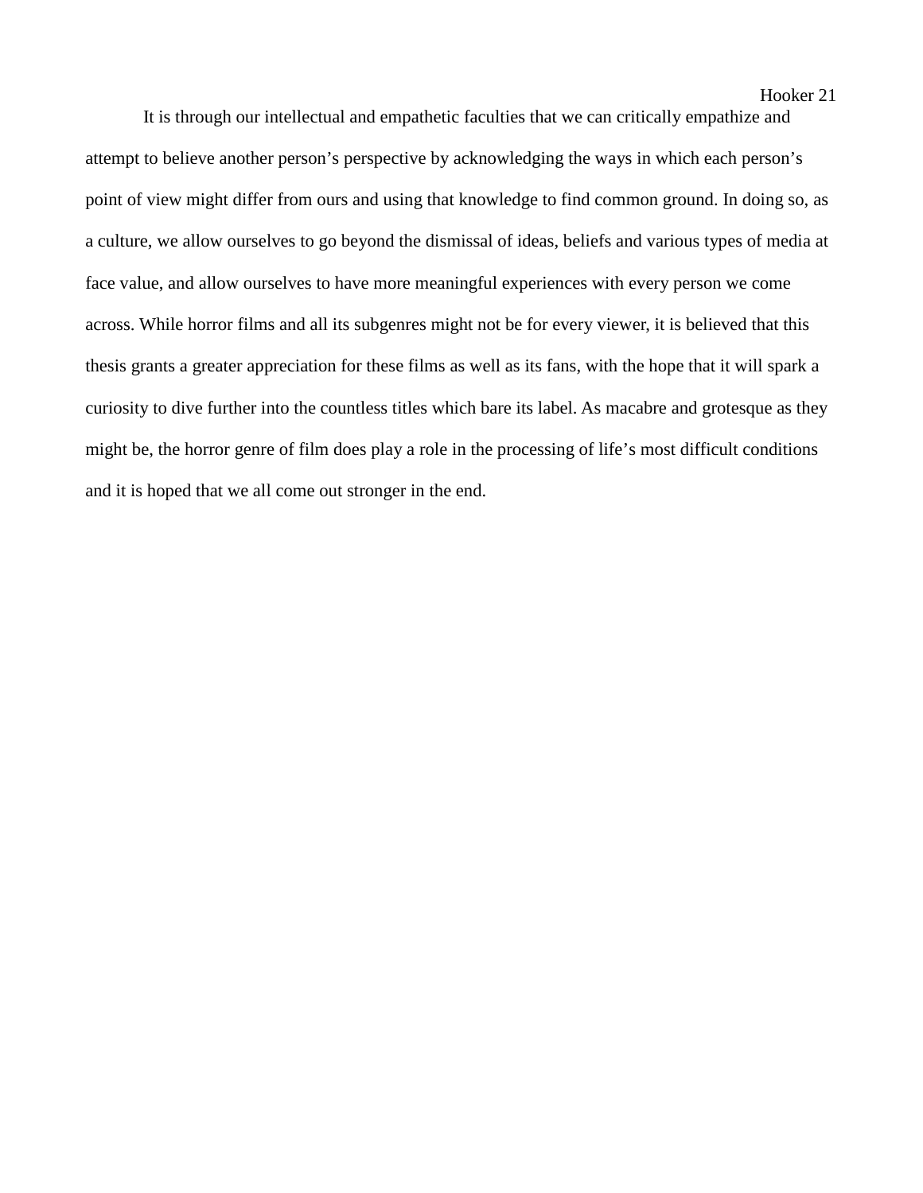It is through our intellectual and empathetic faculties that we can critically empathize and attempt to believe another person's perspective by acknowledging the ways in which each person's point of view might differ from ours and using that knowledge to find common ground. In doing so, as a culture, we allow ourselves to go beyond the dismissal of ideas, beliefs and various types of media at face value, and allow ourselves to have more meaningful experiences with every person we come across. While horror films and all its subgenres might not be for every viewer, it is believed that this thesis grants a greater appreciation for these films as well as its fans, with the hope that it will spark a curiosity to dive further into the countless titles which bare its label. As macabre and grotesque as they might be, the horror genre of film does play a role in the processing of life's most difficult conditions and it is hoped that we all come out stronger in the end.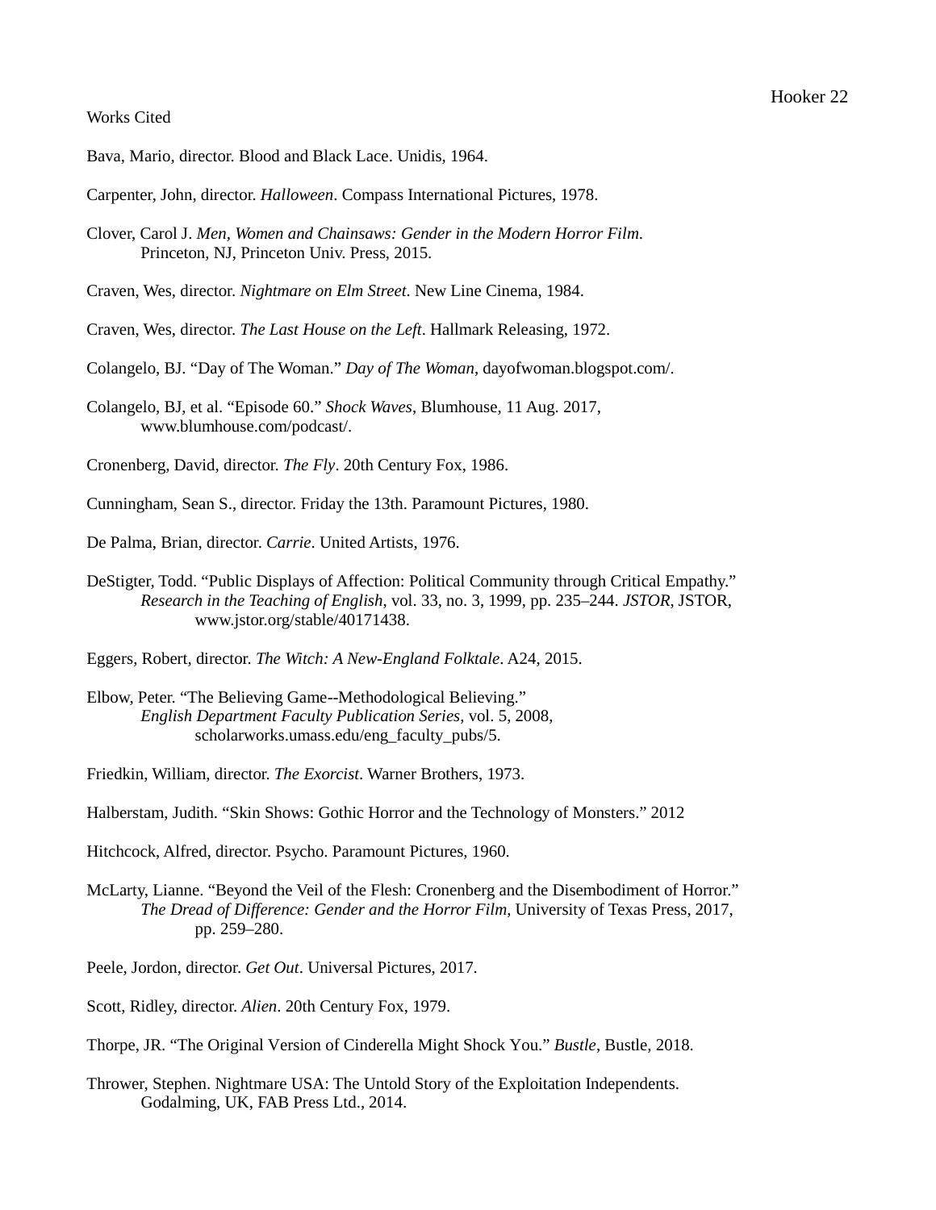Works Cited

Bava, Mario, director. Blood and Black Lace. Unidis, 1964.

Carpenter, John, director. *Halloween*. Compass International Pictures, 1978.

Clover, Carol J. *Men, Women and Chainsaws: Gender in the Modern Horror Film*. Princeton, NJ, Princeton Univ. Press, 2015.

Craven, Wes, director. *Nightmare on Elm Street*. New Line Cinema, 1984.

Craven, Wes, director. *The Last House on the Left*. Hallmark Releasing, 1972.

Colangelo, BJ. "Day of The Woman." *Day of The Woman*, dayofwoman.blogspot.com/.

Colangelo, BJ, et al. "Episode 60." *Shock Waves*, Blumhouse, 11 Aug. 2017, www.blumhouse.com/podcast/.

Cronenberg, David, director. *The Fly*. 20th Century Fox, 1986.

Cunningham, Sean S., director. Friday the 13th. Paramount Pictures, 1980.

De Palma, Brian, director. *Carrie*. United Artists, 1976.

DeStigter, Todd. "Public Displays of Affection: Political Community through Critical Empathy." *Research in the Teaching of English*, vol. 33, no. 3, 1999, pp. 235–244. *JSTOR*, JSTOR, www.jstor.org/stable/40171438.

Eggers, Robert, director. *The Witch: A New-England Folktale*. A24, 2015.

Elbow, Peter. "The Believing Game--Methodological Believing." *English Department Faculty Publication Series*, vol. 5, 2008, scholarworks.umass.edu/eng_faculty_pubs/5.

Friedkin, William, director. *The Exorcist*. Warner Brothers, 1973.

Halberstam, Judith. "Skin Shows: Gothic Horror and the Technology of Monsters." 2012

Hitchcock, Alfred, director. Psycho. Paramount Pictures, 1960.

McLarty, Lianne. "Beyond the Veil of the Flesh: Cronenberg and the Disembodiment of Horror." *The Dread of Difference: Gender and the Horror Film*, University of Texas Press, 2017, pp. 259–280.

Peele, Jordon, director. *Get Out*. Universal Pictures, 2017.

Scott, Ridley, director. *Alien*. 20th Century Fox, 1979.

Thorpe, JR. "The Original Version of Cinderella Might Shock You." *Bustle*, Bustle, 2018.

Thrower, Stephen. Nightmare USA: The Untold Story of the Exploitation Independents. Godalming, UK, FAB Press Ltd., 2014.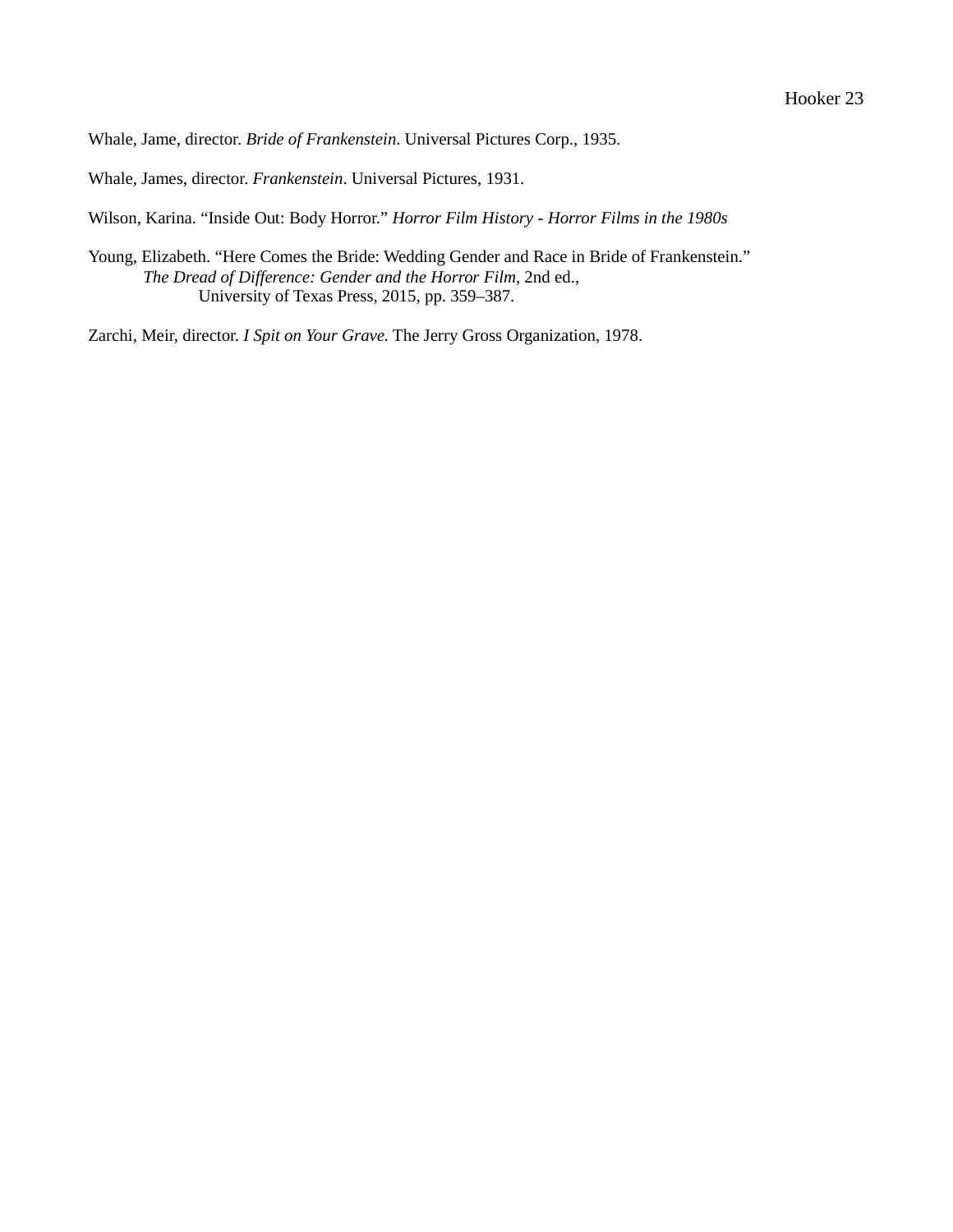Whale, Jame, director. *Bride of Frankenstein*. Universal Pictures Corp., 1935.

Whale, James, director. *Frankenstein*. Universal Pictures, 1931.

Wilson, Karina. “Inside Out: Body Horror.” *Horror Film History - Horror Films in the 1980s*

Young, Elizabeth. “Here Comes the Bride: Wedding Gender and Race in Bride of Frankenstein.” *The Dread of Difference: Gender and the Horror Film*, 2nd ed., University of Texas Press, 2015, pp. 359–387.

Zarchi, Meir, director. *I Spit on Your Grave*. The Jerry Gross Organization, 1978.